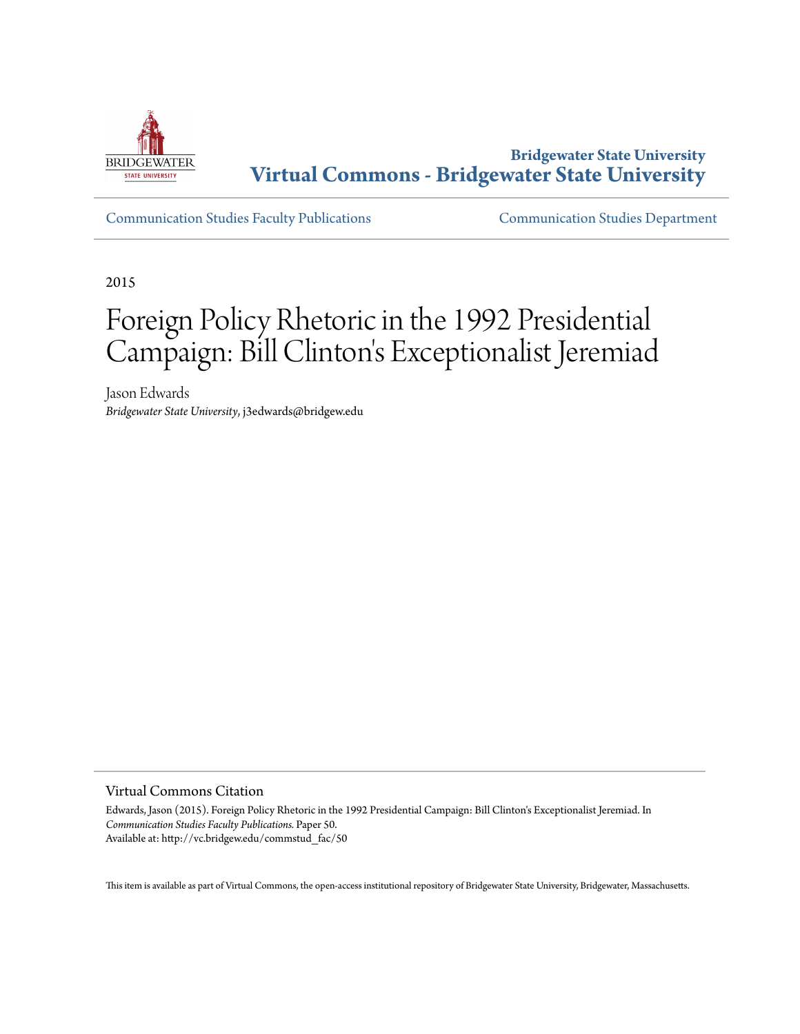Bridgewater State University
**Virtual Commons - Bridgewater State University**

Communication Studies Faculty Publications | Communication Studies Department

2015

# Foreign Policy Rhetoric in the 1992 Presidential Campaign: Bill Clinton's Exceptionalist Jeremiad

Jason Edwards
*Bridgewater State University*, j3edwards@bridgew.edu

## Virtual Commons Citation

Edwards, Jason (2015). Foreign Policy Rhetoric in the 1992 Presidential Campaign: Bill Clinton's Exceptionalist Jeremiad. In *Communication Studies Faculty Publications*. Paper 50.
Available at: http://vc.bridgew.edu/commstud_fac/50

This item is available as part of Virtual Commons, the open-access institutional repository of Bridgewater State University, Bridgewater, Massachusetts.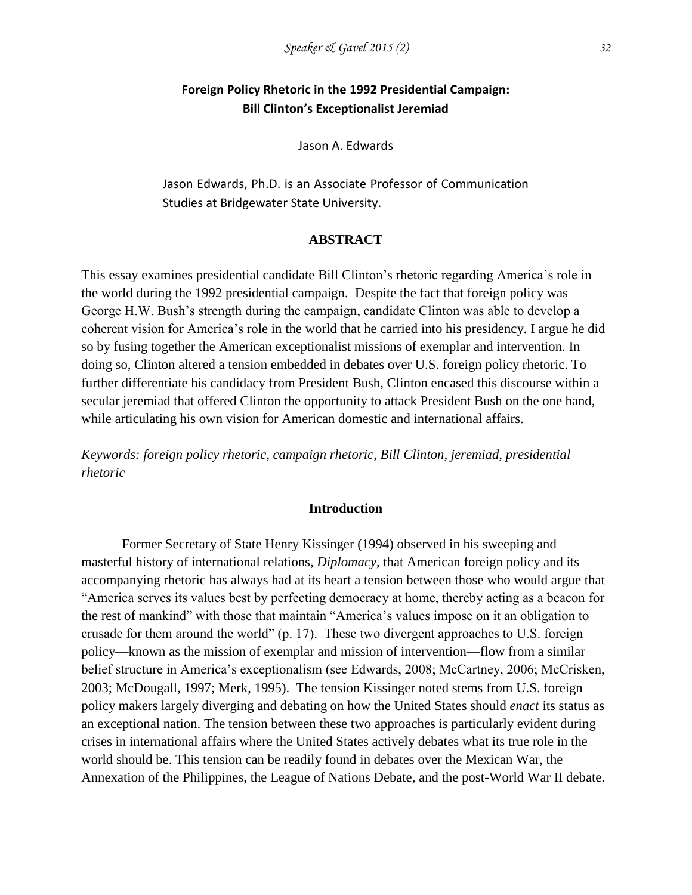# Foreign Policy Rhetoric in the 1992 Presidential Campaign: Bill Clinton's Exceptionalist Jeremiad

Jason A. Edwards

Jason Edwards, Ph.D. is an Associate Professor of Communication Studies at Bridgewater State University.

## ABSTRACT

This essay examines presidential candidate Bill Clinton's rhetoric regarding America's role in the world during the 1992 presidential campaign. Despite the fact that foreign policy was George H.W. Bush's strength during the campaign, candidate Clinton was able to develop a coherent vision for America's role in the world that he carried into his presidency. I argue he did so by fusing together the American exceptionalist missions of exemplar and intervention. In doing so, Clinton altered a tension embedded in debates over U.S. foreign policy rhetoric. To further differentiate his candidacy from President Bush, Clinton encased this discourse within a secular jeremiad that offered Clinton the opportunity to attack President Bush on the one hand, while articulating his own vision for American domestic and international affairs.

*Keywords: foreign policy rhetoric, campaign rhetoric, Bill Clinton, jeremiad, presidential rhetoric*

## Introduction

Former Secretary of State Henry Kissinger (1994) observed in his sweeping and masterful history of international relations, *Diplomacy*, that American foreign policy and its accompanying rhetoric has always had at its heart a tension between those who would argue that "America serves its values best by perfecting democracy at home, thereby acting as a beacon for the rest of mankind" with those that maintain "America's values impose on it an obligation to crusade for them around the world" (p. 17). These two divergent approaches to U.S. foreign policy—known as the mission of exemplar and mission of intervention—flow from a similar belief structure in America's exceptionalism (see Edwards, 2008; McCartney, 2006; McCrisken, 2003; McDougall, 1997; Merk, 1995). The tension Kissinger noted stems from U.S. foreign policy makers largely diverging and debating on how the United States should *enact* its status as an exceptional nation. The tension between these two approaches is particularly evident during crises in international affairs where the United States actively debates what its true role in the world should be. This tension can be readily found in debates over the Mexican War, the Annexation of the Philippines, the League of Nations Debate, and the post-World War II debate.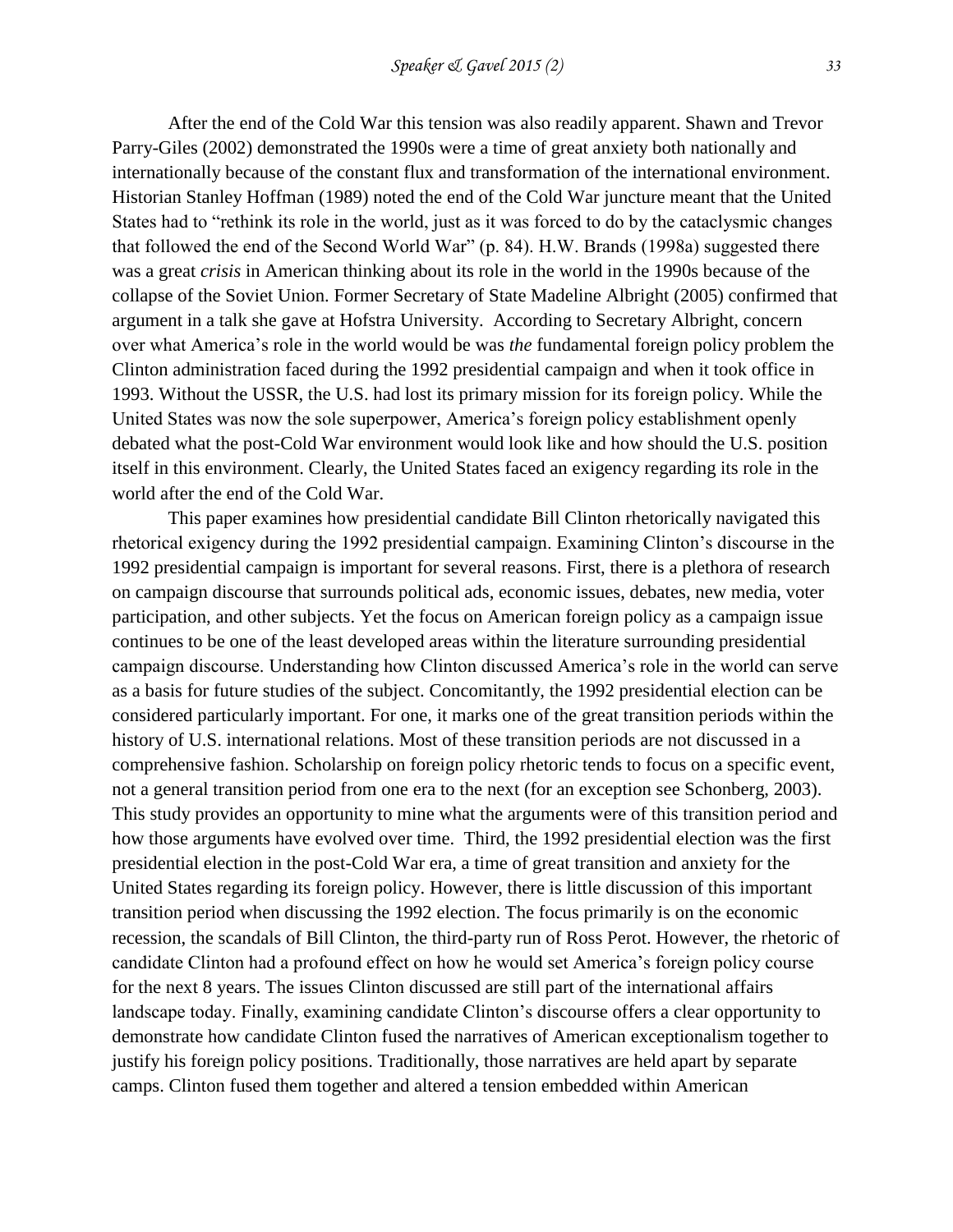After the end of the Cold War this tension was also readily apparent. Shawn and Trevor Parry-Giles (2002) demonstrated the 1990s were a time of great anxiety both nationally and internationally because of the constant flux and transformation of the international environment. Historian Stanley Hoffman (1989) noted the end of the Cold War juncture meant that the United States had to "rethink its role in the world, just as it was forced to do by the cataclysmic changes that followed the end of the Second World War" (p. 84). H.W. Brands (1998a) suggested there was a great *crisis* in American thinking about its role in the world in the 1990s because of the collapse of the Soviet Union. Former Secretary of State Madeline Albright (2005) confirmed that argument in a talk she gave at Hofstra University. According to Secretary Albright, concern over what America's role in the world would be was *the* fundamental foreign policy problem the Clinton administration faced during the 1992 presidential campaign and when it took office in 1993. Without the USSR, the U.S. had lost its primary mission for its foreign policy. While the United States was now the sole superpower, America's foreign policy establishment openly debated what the post-Cold War environment would look like and how should the U.S. position itself in this environment. Clearly, the United States faced an exigency regarding its role in the world after the end of the Cold War.

This paper examines how presidential candidate Bill Clinton rhetorically navigated this rhetorical exigency during the 1992 presidential campaign. Examining Clinton's discourse in the 1992 presidential campaign is important for several reasons. First, there is a plethora of research on campaign discourse that surrounds political ads, economic issues, debates, new media, voter participation, and other subjects. Yet the focus on American foreign policy as a campaign issue continues to be one of the least developed areas within the literature surrounding presidential campaign discourse. Understanding how Clinton discussed America's role in the world can serve as a basis for future studies of the subject. Concomitantly, the 1992 presidential election can be considered particularly important. For one, it marks one of the great transition periods within the history of U.S. international relations. Most of these transition periods are not discussed in a comprehensive fashion. Scholarship on foreign policy rhetoric tends to focus on a specific event, not a general transition period from one era to the next (for an exception see Schonberg, 2003). This study provides an opportunity to mine what the arguments were of this transition period and how those arguments have evolved over time. Third, the 1992 presidential election was the first presidential election in the post-Cold War era, a time of great transition and anxiety for the United States regarding its foreign policy. However, there is little discussion of this important transition period when discussing the 1992 election. The focus primarily is on the economic recession, the scandals of Bill Clinton, the third-party run of Ross Perot. However, the rhetoric of candidate Clinton had a profound effect on how he would set America's foreign policy course for the next 8 years. The issues Clinton discussed are still part of the international affairs landscape today. Finally, examining candidate Clinton's discourse offers a clear opportunity to demonstrate how candidate Clinton fused the narratives of American exceptionalism together to justify his foreign policy positions. Traditionally, those narratives are held apart by separate camps. Clinton fused them together and altered a tension embedded within American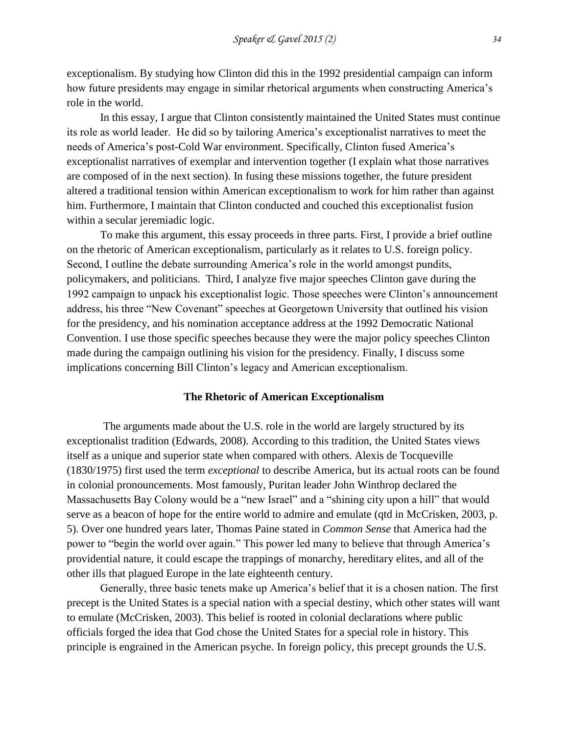exceptionalism. By studying how Clinton did this in the 1992 presidential campaign can inform how future presidents may engage in similar rhetorical arguments when constructing America's role in the world.

In this essay, I argue that Clinton consistently maintained the United States must continue its role as world leader. He did so by tailoring America's exceptionalist narratives to meet the needs of America's post-Cold War environment. Specifically, Clinton fused America's exceptionalist narratives of exemplar and intervention together (I explain what those narratives are composed of in the next section). In fusing these missions together, the future president altered a traditional tension within American exceptionalism to work for him rather than against him. Furthermore, I maintain that Clinton conducted and couched this exceptionalist fusion within a secular jeremiadic logic.

To make this argument, this essay proceeds in three parts. First, I provide a brief outline on the rhetoric of American exceptionalism, particularly as it relates to U.S. foreign policy. Second, I outline the debate surrounding America's role in the world amongst pundits, policymakers, and politicians. Third, I analyze five major speeches Clinton gave during the 1992 campaign to unpack his exceptionalist logic. Those speeches were Clinton's announcement address, his three "New Covenant" speeches at Georgetown University that outlined his vision for the presidency, and his nomination acceptance address at the 1992 Democratic National Convention. I use those specific speeches because they were the major policy speeches Clinton made during the campaign outlining his vision for the presidency. Finally, I discuss some implications concerning Bill Clinton's legacy and American exceptionalism.

## The Rhetoric of American Exceptionalism

The arguments made about the U.S. role in the world are largely structured by its exceptionalist tradition (Edwards, 2008). According to this tradition, the United States views itself as a unique and superior state when compared with others. Alexis de Tocqueville (1830/1975) first used the term *exceptional* to describe America, but its actual roots can be found in colonial pronouncements. Most famously, Puritan leader John Winthrop declared the Massachusetts Bay Colony would be a "new Israel" and a "shining city upon a hill" that would serve as a beacon of hope for the entire world to admire and emulate (qtd in McCrisken, 2003, p. 5). Over one hundred years later, Thomas Paine stated in *Common Sense* that America had the power to "begin the world over again." This power led many to believe that through America's providential nature, it could escape the trappings of monarchy, hereditary elites, and all of the other ills that plagued Europe in the late eighteenth century.

Generally, three basic tenets make up America's belief that it is a chosen nation. The first precept is the United States is a special nation with a special destiny, which other states will want to emulate (McCrisken, 2003). This belief is rooted in colonial declarations where public officials forged the idea that God chose the United States for a special role in history. This principle is engrained in the American psyche. In foreign policy, this precept grounds the U.S.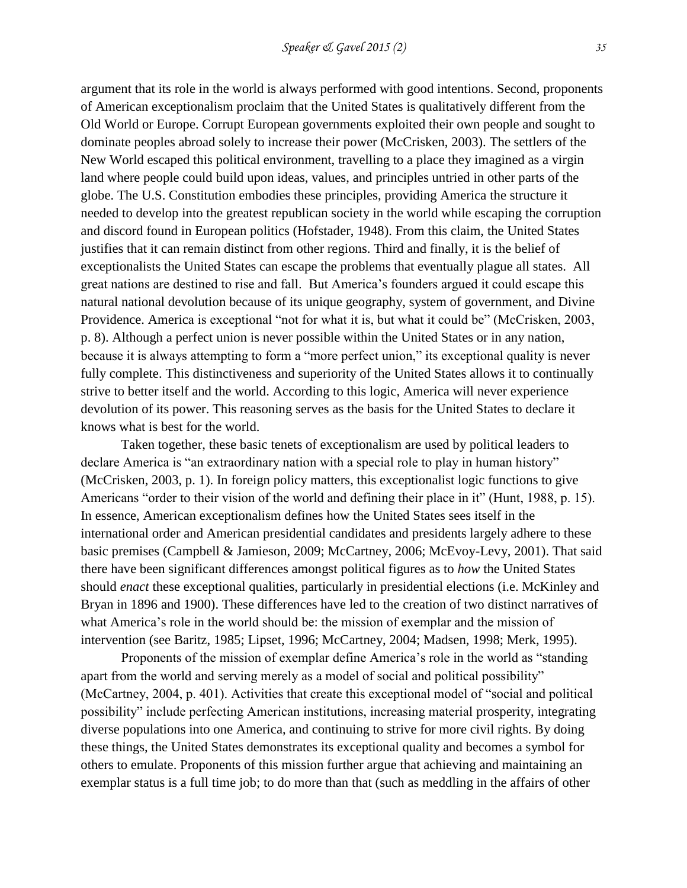argument that its role in the world is always performed with good intentions. Second, proponents of American exceptionalism proclaim that the United States is qualitatively different from the Old World or Europe. Corrupt European governments exploited their own people and sought to dominate peoples abroad solely to increase their power (McCrisken, 2003). The settlers of the New World escaped this political environment, travelling to a place they imagined as a virgin land where people could build upon ideas, values, and principles untried in other parts of the globe. The U.S. Constitution embodies these principles, providing America the structure it needed to develop into the greatest republican society in the world while escaping the corruption and discord found in European politics (Hofstader, 1948). From this claim, the United States justifies that it can remain distinct from other regions. Third and finally, it is the belief of exceptionalists the United States can escape the problems that eventually plague all states. All great nations are destined to rise and fall. But America's founders argued it could escape this natural national devolution because of its unique geography, system of government, and Divine Providence. America is exceptional "not for what it is, but what it could be" (McCrisken, 2003, p. 8). Although a perfect union is never possible within the United States or in any nation, because it is always attempting to form a "more perfect union," its exceptional quality is never fully complete. This distinctiveness and superiority of the United States allows it to continually strive to better itself and the world. According to this logic, America will never experience devolution of its power. This reasoning serves as the basis for the United States to declare it knows what is best for the world.

Taken together, these basic tenets of exceptionalism are used by political leaders to declare America is "an extraordinary nation with a special role to play in human history" (McCrisken, 2003, p. 1). In foreign policy matters, this exceptionalist logic functions to give Americans "order to their vision of the world and defining their place in it" (Hunt, 1988, p. 15). In essence, American exceptionalism defines how the United States sees itself in the international order and American presidential candidates and presidents largely adhere to these basic premises (Campbell & Jamieson, 2009; McCartney, 2006; McEvoy-Levy, 2001). That said there have been significant differences amongst political figures as to *how* the United States should *enact* these exceptional qualities, particularly in presidential elections (i.e. McKinley and Bryan in 1896 and 1900). These differences have led to the creation of two distinct narratives of what America's role in the world should be: the mission of exemplar and the mission of intervention (see Baritz, 1985; Lipset, 1996; McCartney, 2004; Madsen, 1998; Merk, 1995).

Proponents of the mission of exemplar define America's role in the world as "standing apart from the world and serving merely as a model of social and political possibility" (McCartney, 2004, p. 401). Activities that create this exceptional model of "social and political possibility" include perfecting American institutions, increasing material prosperity, integrating diverse populations into one America, and continuing to strive for more civil rights. By doing these things, the United States demonstrates its exceptional quality and becomes a symbol for others to emulate. Proponents of this mission further argue that achieving and maintaining an exemplar status is a full time job; to do more than that (such as meddling in the affairs of other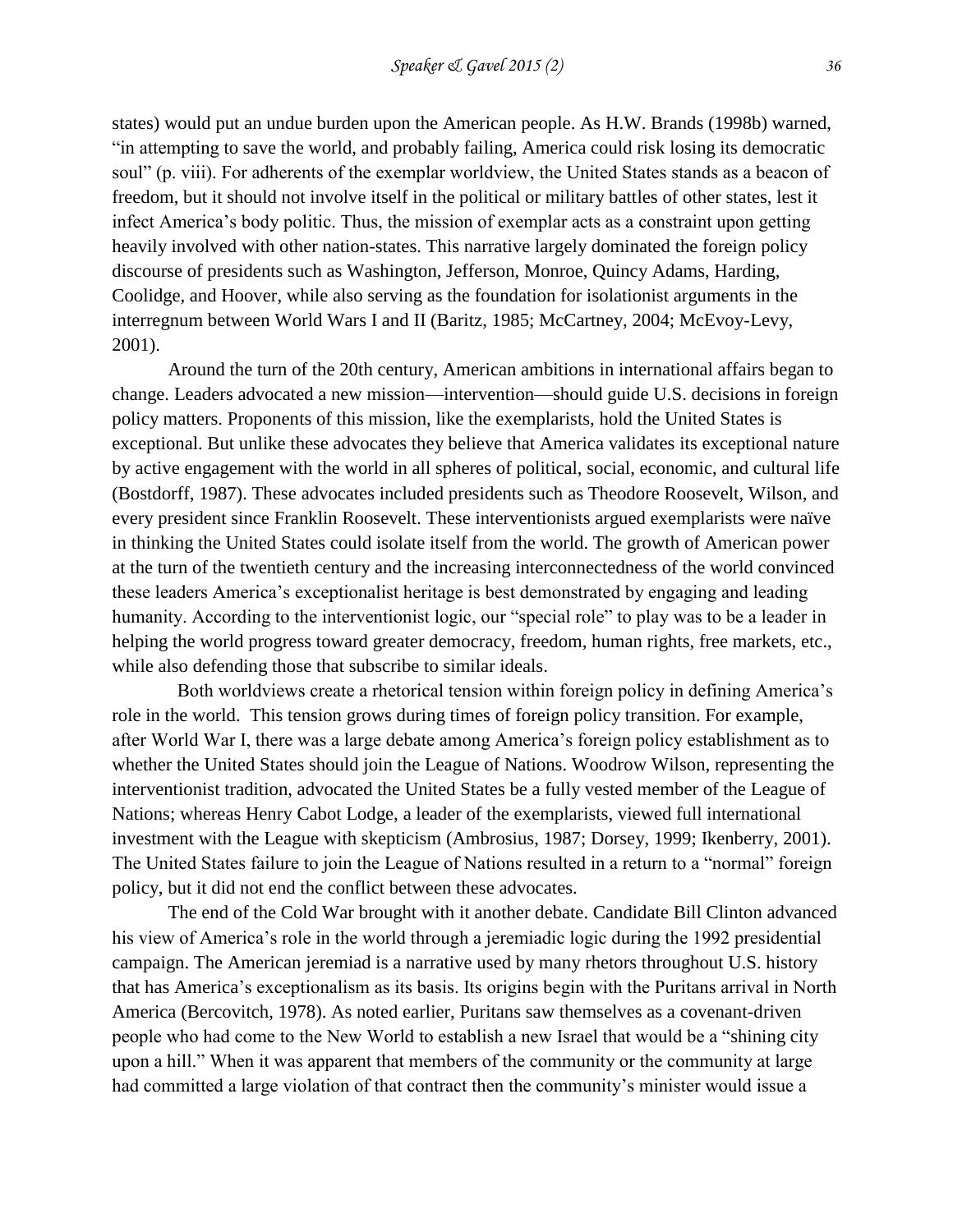states) would put an undue burden upon the American people. As H.W. Brands (1998b) warned, "in attempting to save the world, and probably failing, America could risk losing its democratic soul" (p. viii). For adherents of the exemplar worldview, the United States stands as a beacon of freedom, but it should not involve itself in the political or military battles of other states, lest it infect America's body politic. Thus, the mission of exemplar acts as a constraint upon getting heavily involved with other nation-states. This narrative largely dominated the foreign policy discourse of presidents such as Washington, Jefferson, Monroe, Quincy Adams, Harding, Coolidge, and Hoover, while also serving as the foundation for isolationist arguments in the interregnum between World Wars I and II (Baritz, 1985; McCartney, 2004; McEvoy-Levy, 2001).

Around the turn of the 20th century, American ambitions in international affairs began to change. Leaders advocated a new mission—intervention—should guide U.S. decisions in foreign policy matters. Proponents of this mission, like the exemplarists, hold the United States is exceptional. But unlike these advocates they believe that America validates its exceptional nature by active engagement with the world in all spheres of political, social, economic, and cultural life (Bostdorff, 1987). These advocates included presidents such as Theodore Roosevelt, Wilson, and every president since Franklin Roosevelt. These interventionists argued exemplarists were naïve in thinking the United States could isolate itself from the world. The growth of American power at the turn of the twentieth century and the increasing interconnectedness of the world convinced these leaders America's exceptionalist heritage is best demonstrated by engaging and leading humanity. According to the interventionist logic, our "special role" to play was to be a leader in helping the world progress toward greater democracy, freedom, human rights, free markets, etc., while also defending those that subscribe to similar ideals.

Both worldviews create a rhetorical tension within foreign policy in defining America's role in the world. This tension grows during times of foreign policy transition. For example, after World War I, there was a large debate among America's foreign policy establishment as to whether the United States should join the League of Nations. Woodrow Wilson, representing the interventionist tradition, advocated the United States be a fully vested member of the League of Nations; whereas Henry Cabot Lodge, a leader of the exemplarists, viewed full international investment with the League with skepticism (Ambrosius, 1987; Dorsey, 1999; Ikenberry, 2001). The United States failure to join the League of Nations resulted in a return to a "normal" foreign policy, but it did not end the conflict between these advocates.

The end of the Cold War brought with it another debate. Candidate Bill Clinton advanced his view of America's role in the world through a jeremiadic logic during the 1992 presidential campaign. The American jeremiad is a narrative used by many rhetors throughout U.S. history that has America's exceptionalism as its basis. Its origins begin with the Puritans arrival in North America (Bercovitch, 1978). As noted earlier, Puritans saw themselves as a covenant-driven people who had come to the New World to establish a new Israel that would be a "shining city upon a hill." When it was apparent that members of the community or the community at large had committed a large violation of that contract then the community's minister would issue a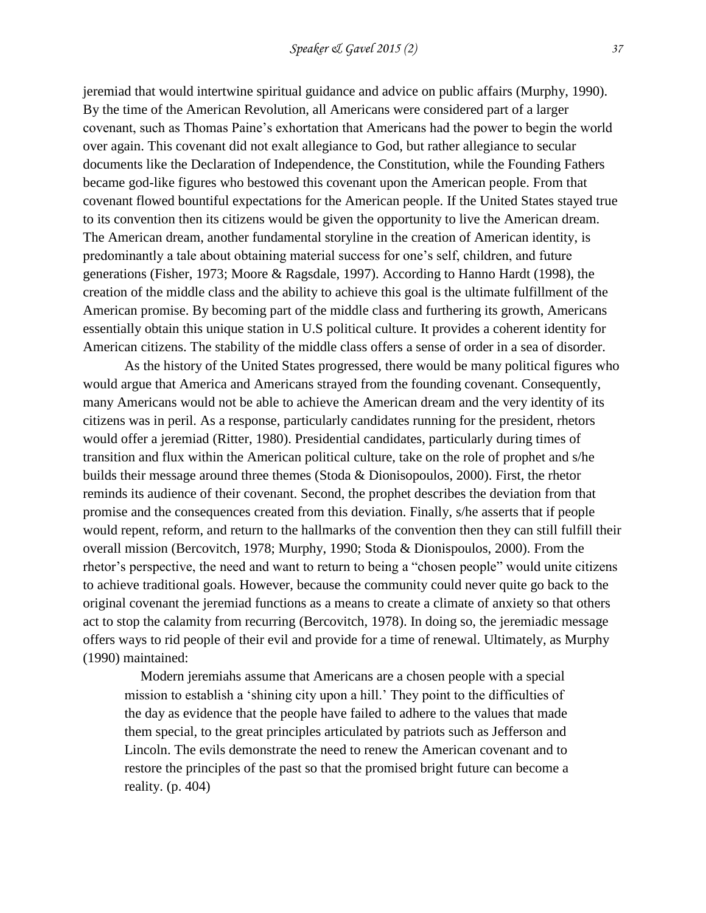jeremiad that would intertwine spiritual guidance and advice on public affairs (Murphy, 1990). By the time of the American Revolution, all Americans were considered part of a larger covenant, such as Thomas Paine's exhortation that Americans had the power to begin the world over again. This covenant did not exalt allegiance to God, but rather allegiance to secular documents like the Declaration of Independence, the Constitution, while the Founding Fathers became god-like figures who bestowed this covenant upon the American people. From that covenant flowed bountiful expectations for the American people. If the United States stayed true to its convention then its citizens would be given the opportunity to live the American dream. The American dream, another fundamental storyline in the creation of American identity, is predominantly a tale about obtaining material success for one's self, children, and future generations (Fisher, 1973; Moore & Ragsdale, 1997). According to Hanno Hardt (1998), the creation of the middle class and the ability to achieve this goal is the ultimate fulfillment of the American promise. By becoming part of the middle class and furthering its growth, Americans essentially obtain this unique station in U.S political culture. It provides a coherent identity for American citizens. The stability of the middle class offers a sense of order in a sea of disorder.

As the history of the United States progressed, there would be many political figures who would argue that America and Americans strayed from the founding covenant. Consequently, many Americans would not be able to achieve the American dream and the very identity of its citizens was in peril. As a response, particularly candidates running for the president, rhetors would offer a jeremiad (Ritter, 1980). Presidential candidates, particularly during times of transition and flux within the American political culture, take on the role of prophet and s/he builds their message around three themes (Stoda & Dionisopoulos, 2000). First, the rhetor reminds its audience of their covenant. Second, the prophet describes the deviation from that promise and the consequences created from this deviation. Finally, s/he asserts that if people would repent, reform, and return to the hallmarks of the convention then they can still fulfill their overall mission (Bercovitch, 1978; Murphy, 1990; Stoda & Dionispoulos, 2000). From the rhetor's perspective, the need and want to return to being a "chosen people" would unite citizens to achieve traditional goals. However, because the community could never quite go back to the original covenant the jeremiad functions as a means to create a climate of anxiety so that others act to stop the calamity from recurring (Bercovitch, 1978). In doing so, the jeremiadic message offers ways to rid people of their evil and provide for a time of renewal. Ultimately, as Murphy (1990) maintained:

> Modern jeremiahs assume that Americans are a chosen people with a special mission to establish a 'shining city upon a hill.' They point to the difficulties of the day as evidence that the people have failed to adhere to the values that made them special, to the great principles articulated by patriots such as Jefferson and Lincoln. The evils demonstrate the need to renew the American covenant and to restore the principles of the past so that the promised bright future can become a reality. (p. 404)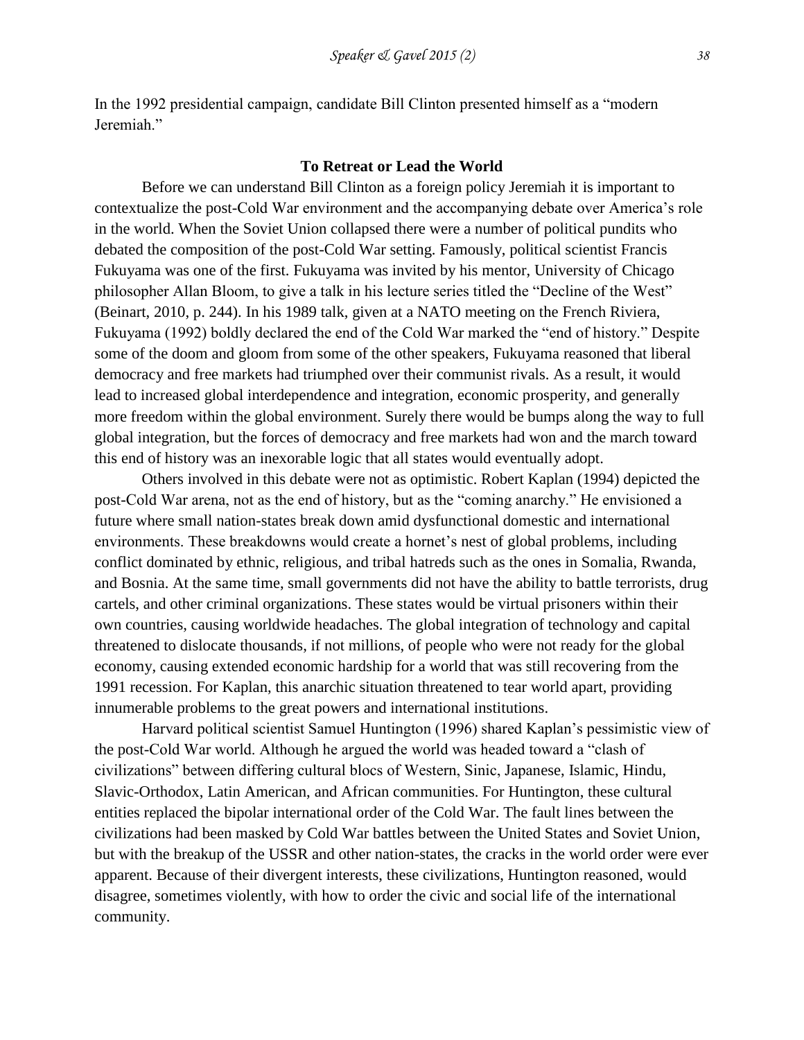In the 1992 presidential campaign, candidate Bill Clinton presented himself as a "modern Jeremiah."

## To Retreat or Lead the World

Before we can understand Bill Clinton as a foreign policy Jeremiah it is important to contextualize the post-Cold War environment and the accompanying debate over America's role in the world. When the Soviet Union collapsed there were a number of political pundits who debated the composition of the post-Cold War setting. Famously, political scientist Francis Fukuyama was one of the first. Fukuyama was invited by his mentor, University of Chicago philosopher Allan Bloom, to give a talk in his lecture series titled the "Decline of the West" (Beinart, 2010, p. 244). In his 1989 talk, given at a NATO meeting on the French Riviera, Fukuyama (1992) boldly declared the end of the Cold War marked the "end of history." Despite some of the doom and gloom from some of the other speakers, Fukuyama reasoned that liberal democracy and free markets had triumphed over their communist rivals. As a result, it would lead to increased global interdependence and integration, economic prosperity, and generally more freedom within the global environment. Surely there would be bumps along the way to full global integration, but the forces of democracy and free markets had won and the march toward this end of history was an inexorable logic that all states would eventually adopt.

Others involved in this debate were not as optimistic. Robert Kaplan (1994) depicted the post-Cold War arena, not as the end of history, but as the "coming anarchy." He envisioned a future where small nation-states break down amid dysfunctional domestic and international environments. These breakdowns would create a hornet's nest of global problems, including conflict dominated by ethnic, religious, and tribal hatreds such as the ones in Somalia, Rwanda, and Bosnia. At the same time, small governments did not have the ability to battle terrorists, drug cartels, and other criminal organizations. These states would be virtual prisoners within their own countries, causing worldwide headaches. The global integration of technology and capital threatened to dislocate thousands, if not millions, of people who were not ready for the global economy, causing extended economic hardship for a world that was still recovering from the 1991 recession. For Kaplan, this anarchic situation threatened to tear world apart, providing innumerable problems to the great powers and international institutions.

Harvard political scientist Samuel Huntington (1996) shared Kaplan's pessimistic view of the post-Cold War world. Although he argued the world was headed toward a "clash of civilizations" between differing cultural blocs of Western, Sinic, Japanese, Islamic, Hindu, Slavic-Orthodox, Latin American, and African communities. For Huntington, these cultural entities replaced the bipolar international order of the Cold War. The fault lines between the civilizations had been masked by Cold War battles between the United States and Soviet Union, but with the breakup of the USSR and other nation-states, the cracks in the world order were ever apparent. Because of their divergent interests, these civilizations, Huntington reasoned, would disagree, sometimes violently, with how to order the civic and social life of the international community.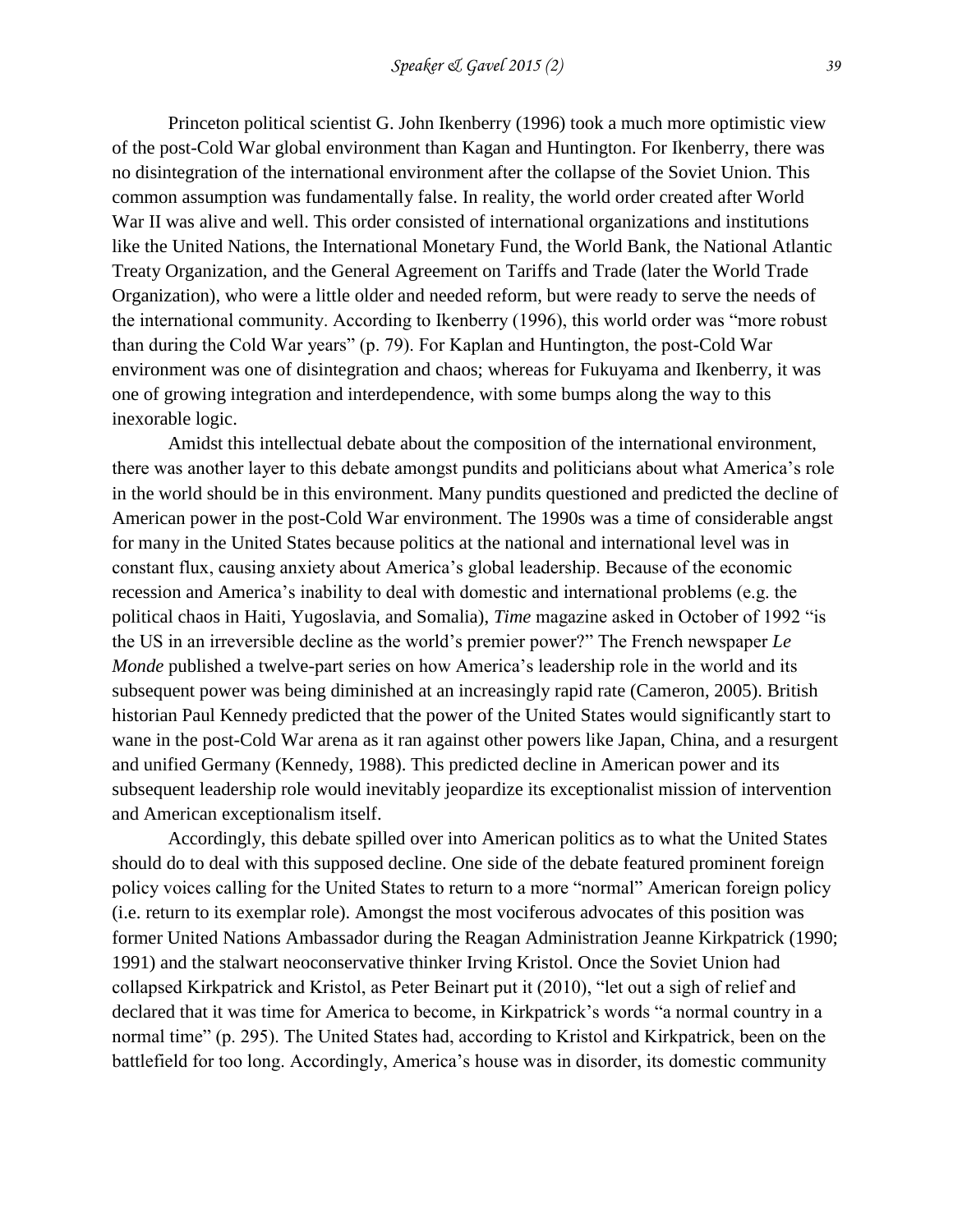Princeton political scientist G. John Ikenberry (1996) took a much more optimistic view of the post-Cold War global environment than Kagan and Huntington. For Ikenberry, there was no disintegration of the international environment after the collapse of the Soviet Union. This common assumption was fundamentally false. In reality, the world order created after World War II was alive and well. This order consisted of international organizations and institutions like the United Nations, the International Monetary Fund, the World Bank, the National Atlantic Treaty Organization, and the General Agreement on Tariffs and Trade (later the World Trade Organization), who were a little older and needed reform, but were ready to serve the needs of the international community. According to Ikenberry (1996), this world order was "more robust than during the Cold War years" (p. 79). For Kaplan and Huntington, the post-Cold War environment was one of disintegration and chaos; whereas for Fukuyama and Ikenberry, it was one of growing integration and interdependence, with some bumps along the way to this inexorable logic.

Amidst this intellectual debate about the composition of the international environment, there was another layer to this debate amongst pundits and politicians about what America's role in the world should be in this environment. Many pundits questioned and predicted the decline of American power in the post-Cold War environment. The 1990s was a time of considerable angst for many in the United States because politics at the national and international level was in constant flux, causing anxiety about America's global leadership. Because of the economic recession and America's inability to deal with domestic and international problems (e.g. the political chaos in Haiti, Yugoslavia, and Somalia), *Time* magazine asked in October of 1992 "is the US in an irreversible decline as the world's premier power?" The French newspaper *Le Monde* published a twelve-part series on how America's leadership role in the world and its subsequent power was being diminished at an increasingly rapid rate (Cameron, 2005). British historian Paul Kennedy predicted that the power of the United States would significantly start to wane in the post-Cold War arena as it ran against other powers like Japan, China, and a resurgent and unified Germany (Kennedy, 1988). This predicted decline in American power and its subsequent leadership role would inevitably jeopardize its exceptionalist mission of intervention and American exceptionalism itself.

Accordingly, this debate spilled over into American politics as to what the United States should do to deal with this supposed decline. One side of the debate featured prominent foreign policy voices calling for the United States to return to a more "normal" American foreign policy (i.e. return to its exemplar role). Amongst the most vociferous advocates of this position was former United Nations Ambassador during the Reagan Administration Jeanne Kirkpatrick (1990; 1991) and the stalwart neoconservative thinker Irving Kristol. Once the Soviet Union had collapsed Kirkpatrick and Kristol, as Peter Beinart put it (2010), "let out a sigh of relief and declared that it was time for America to become, in Kirkpatrick's words "a normal country in a normal time" (p. 295). The United States had, according to Kristol and Kirkpatrick, been on the battlefield for too long. Accordingly, America's house was in disorder, its domestic community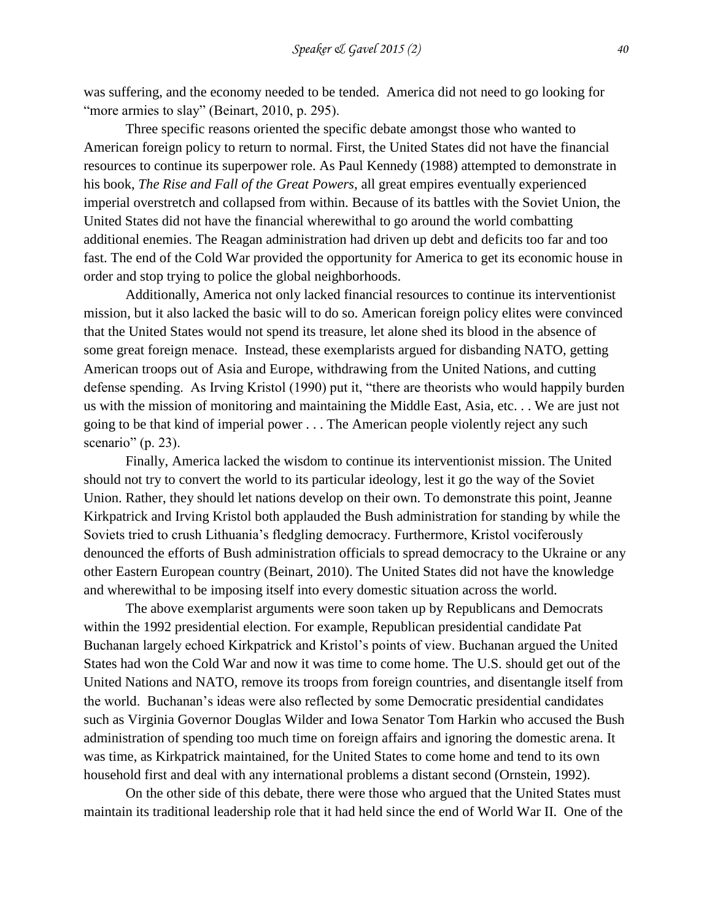was suffering, and the economy needed to be tended. America did not need to go looking for "more armies to slay" (Beinart, 2010, p. 295).

Three specific reasons oriented the specific debate amongst those who wanted to American foreign policy to return to normal. First, the United States did not have the financial resources to continue its superpower role. As Paul Kennedy (1988) attempted to demonstrate in his book, *The Rise and Fall of the Great Powers*, all great empires eventually experienced imperial overstretch and collapsed from within. Because of its battles with the Soviet Union, the United States did not have the financial wherewithal to go around the world combatting additional enemies. The Reagan administration had driven up debt and deficits too far and too fast. The end of the Cold War provided the opportunity for America to get its economic house in order and stop trying to police the global neighborhoods.

Additionally, America not only lacked financial resources to continue its interventionist mission, but it also lacked the basic will to do so. American foreign policy elites were convinced that the United States would not spend its treasure, let alone shed its blood in the absence of some great foreign menace. Instead, these exemplarists argued for disbanding NATO, getting American troops out of Asia and Europe, withdrawing from the United Nations, and cutting defense spending. As Irving Kristol (1990) put it, "there are theorists who would happily burden us with the mission of monitoring and maintaining the Middle East, Asia, etc. . . We are just not going to be that kind of imperial power . . . The American people violently reject any such scenario" (p. 23).

Finally, America lacked the wisdom to continue its interventionist mission. The United should not try to convert the world to its particular ideology, lest it go the way of the Soviet Union. Rather, they should let nations develop on their own. To demonstrate this point, Jeanne Kirkpatrick and Irving Kristol both applauded the Bush administration for standing by while the Soviets tried to crush Lithuania's fledgling democracy. Furthermore, Kristol vociferously denounced the efforts of Bush administration officials to spread democracy to the Ukraine or any other Eastern European country (Beinart, 2010). The United States did not have the knowledge and wherewithal to be imposing itself into every domestic situation across the world.

The above exemplarist arguments were soon taken up by Republicans and Democrats within the 1992 presidential election. For example, Republican presidential candidate Pat Buchanan largely echoed Kirkpatrick and Kristol's points of view. Buchanan argued the United States had won the Cold War and now it was time to come home. The U.S. should get out of the United Nations and NATO, remove its troops from foreign countries, and disentangle itself from the world. Buchanan's ideas were also reflected by some Democratic presidential candidates such as Virginia Governor Douglas Wilder and Iowa Senator Tom Harkin who accused the Bush administration of spending too much time on foreign affairs and ignoring the domestic arena. It was time, as Kirkpatrick maintained, for the United States to come home and tend to its own household first and deal with any international problems a distant second (Ornstein, 1992).

On the other side of this debate, there were those who argued that the United States must maintain its traditional leadership role that it had held since the end of World War II. One of the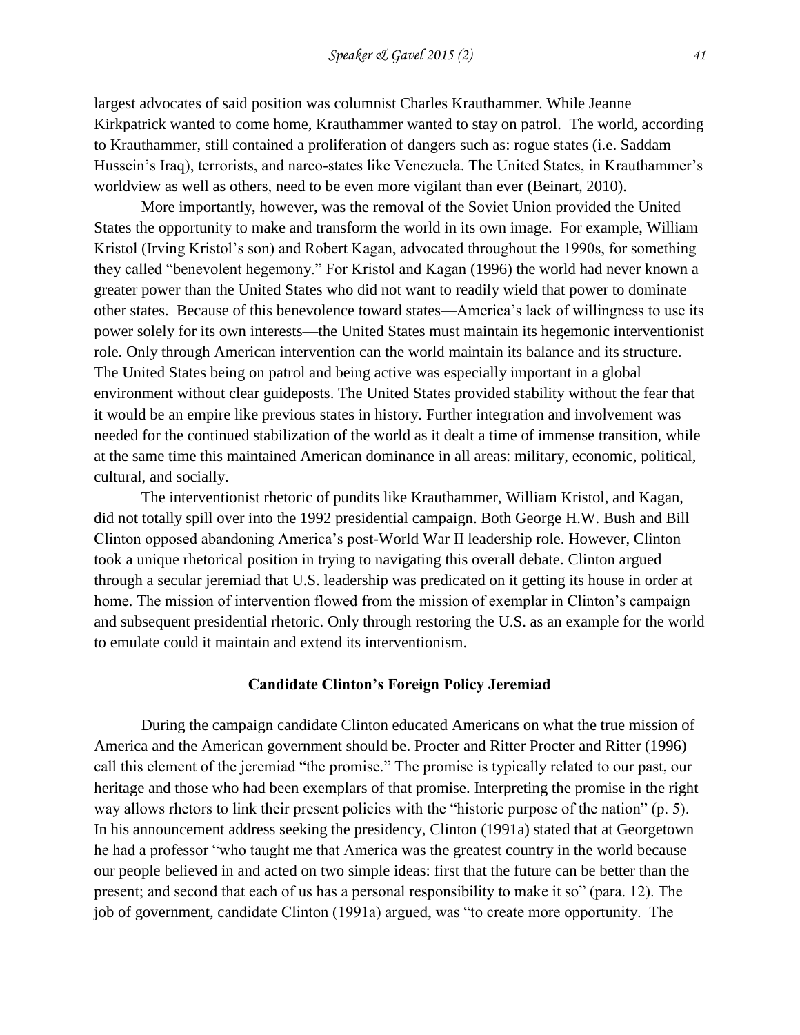largest advocates of said position was columnist Charles Krauthammer. While Jeanne Kirkpatrick wanted to come home, Krauthammer wanted to stay on patrol. The world, according to Krauthammer, still contained a proliferation of dangers such as: rogue states (i.e. Saddam Hussein's Iraq), terrorists, and narco-states like Venezuela. The United States, in Krauthammer's worldview as well as others, need to be even more vigilant than ever (Beinart, 2010).

More importantly, however, was the removal of the Soviet Union provided the United States the opportunity to make and transform the world in its own image. For example, William Kristol (Irving Kristol's son) and Robert Kagan, advocated throughout the 1990s, for something they called "benevolent hegemony." For Kristol and Kagan (1996) the world had never known a greater power than the United States who did not want to readily wield that power to dominate other states. Because of this benevolence toward states—America's lack of willingness to use its power solely for its own interests—the United States must maintain its hegemonic interventionist role. Only through American intervention can the world maintain its balance and its structure. The United States being on patrol and being active was especially important in a global environment without clear guideposts. The United States provided stability without the fear that it would be an empire like previous states in history. Further integration and involvement was needed for the continued stabilization of the world as it dealt a time of immense transition, while at the same time this maintained American dominance in all areas: military, economic, political, cultural, and socially.

The interventionist rhetoric of pundits like Krauthammer, William Kristol, and Kagan, did not totally spill over into the 1992 presidential campaign. Both George H.W. Bush and Bill Clinton opposed abandoning America's post-World War II leadership role. However, Clinton took a unique rhetorical position in trying to navigating this overall debate. Clinton argued through a secular jeremiad that U.S. leadership was predicated on it getting its house in order at home. The mission of intervention flowed from the mission of exemplar in Clinton's campaign and subsequent presidential rhetoric. Only through restoring the U.S. as an example for the world to emulate could it maintain and extend its interventionism.

## Candidate Clinton's Foreign Policy Jeremiad

During the campaign candidate Clinton educated Americans on what the true mission of America and the American government should be. Procter and Ritter Procter and Ritter (1996) call this element of the jeremiad "the promise." The promise is typically related to our past, our heritage and those who had been exemplars of that promise. Interpreting the promise in the right way allows rhetors to link their present policies with the "historic purpose of the nation" (p. 5). In his announcement address seeking the presidency, Clinton (1991a) stated that at Georgetown he had a professor "who taught me that America was the greatest country in the world because our people believed in and acted on two simple ideas: first that the future can be better than the present; and second that each of us has a personal responsibility to make it so" (para. 12). The job of government, candidate Clinton (1991a) argued, was "to create more opportunity. The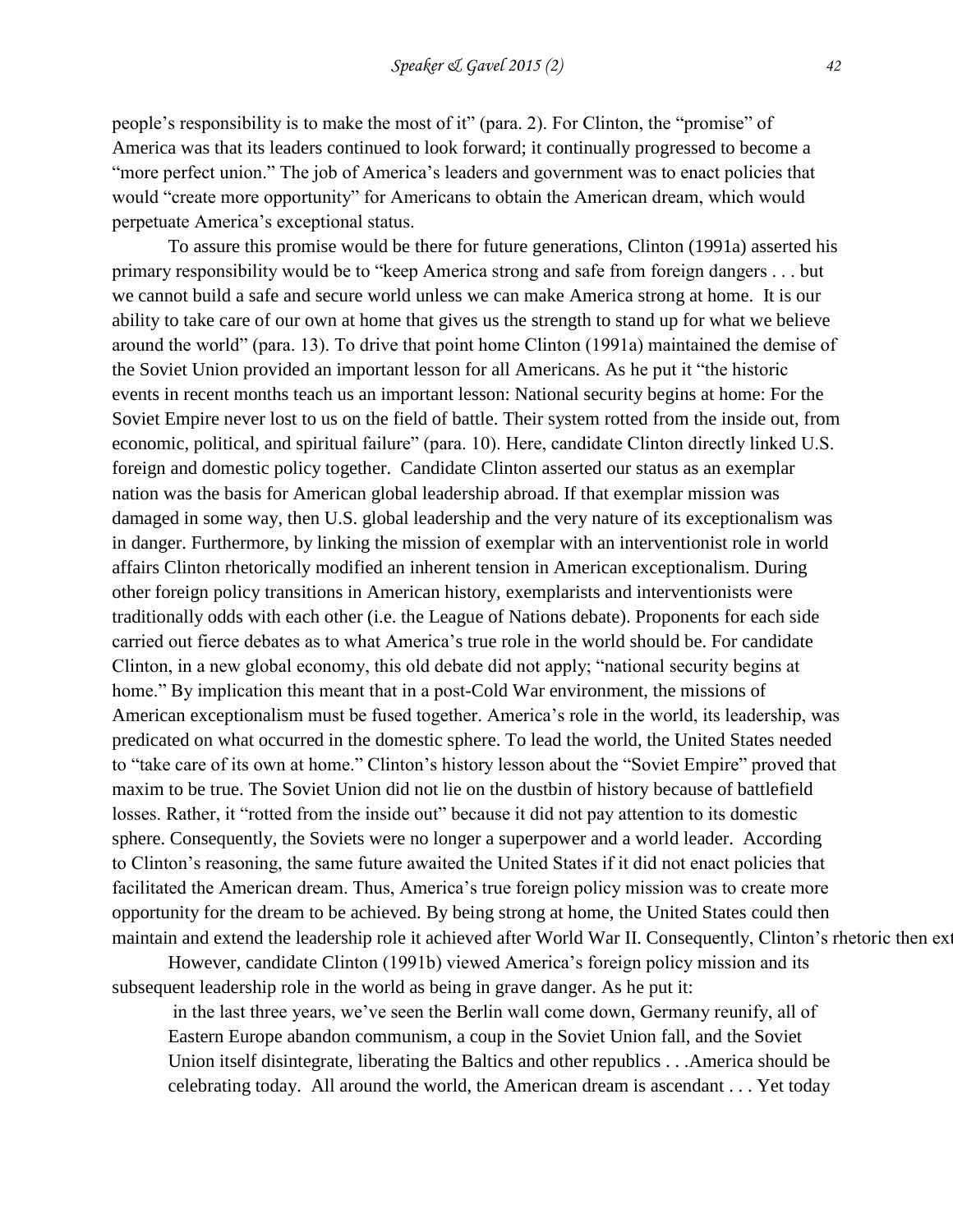people's responsibility is to make the most of it" (para. 2). For Clinton, the "promise" of America was that its leaders continued to look forward; it continually progressed to become a "more perfect union." The job of America's leaders and government was to enact policies that would "create more opportunity" for Americans to obtain the American dream, which would perpetuate America's exceptional status.

To assure this promise would be there for future generations, Clinton (1991a) asserted his primary responsibility would be to "keep America strong and safe from foreign dangers . . . but we cannot build a safe and secure world unless we can make America strong at home. It is our ability to take care of our own at home that gives us the strength to stand up for what we believe around the world" (para. 13). To drive that point home Clinton (1991a) maintained the demise of the Soviet Union provided an important lesson for all Americans. As he put it "the historic events in recent months teach us an important lesson: National security begins at home: For the Soviet Empire never lost to us on the field of battle. Their system rotted from the inside out, from economic, political, and spiritual failure" (para. 10). Here, candidate Clinton directly linked U.S. foreign and domestic policy together. Candidate Clinton asserted our status as an exemplar nation was the basis for American global leadership abroad. If that exemplar mission was damaged in some way, then U.S. global leadership and the very nature of its exceptionalism was in danger. Furthermore, by linking the mission of exemplar with an interventionist role in world affairs Clinton rhetorically modified an inherent tension in American exceptionalism. During other foreign policy transitions in American history, exemplarists and interventionists were traditionally odds with each other (i.e. the League of Nations debate). Proponents for each side carried out fierce debates as to what America's true role in the world should be. For candidate Clinton, in a new global economy, this old debate did not apply; "national security begins at home." By implication this meant that in a post-Cold War environment, the missions of American exceptionalism must be fused together. America's role in the world, its leadership, was predicated on what occurred in the domestic sphere. To lead the world, the United States needed to "take care of its own at home." Clinton's history lesson about the "Soviet Empire" proved that maxim to be true. The Soviet Union did not lie on the dustbin of history because of battlefield losses. Rather, it "rotted from the inside out" because it did not pay attention to its domestic sphere. Consequently, the Soviets were no longer a superpower and a world leader. According to Clinton's reasoning, the same future awaited the United States if it did not enact policies that facilitated the American dream. Thus, America's true foreign policy mission was to create more opportunity for the dream to be achieved. By being strong at home, the United States could then maintain and extend the leadership role it achieved after World War II. Consequently, Clinton's rhetoric then ext

However, candidate Clinton (1991b) viewed America's foreign policy mission and its subsequent leadership role in the world as being in grave danger. As he put it:

> in the last three years, we've seen the Berlin wall come down, Germany reunify, all of Eastern Europe abandon communism, a coup in the Soviet Union fall, and the Soviet Union itself disintegrate, liberating the Baltics and other republics . . .America should be celebrating today. All around the world, the American dream is ascendant . . . Yet today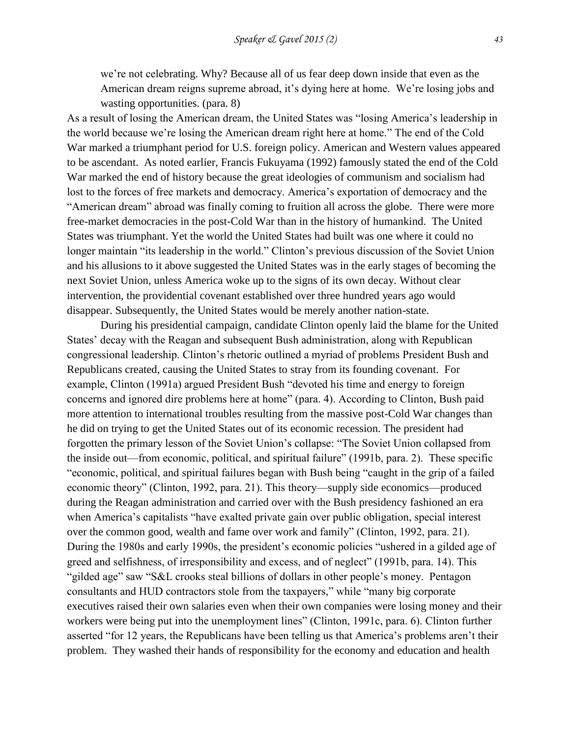> we're not celebrating. Why? Because all of us fear deep down inside that even as the American dream reigns supreme abroad, it's dying here at home. We're losing jobs and wasting opportunities. (para. 8)

As a result of losing the American dream, the United States was "losing America's leadership in the world because we're losing the American dream right here at home." The end of the Cold War marked a triumphant period for U.S. foreign policy. American and Western values appeared to be ascendant. As noted earlier, Francis Fukuyama (1992) famously stated the end of the Cold War marked the end of history because the great ideologies of communism and socialism had lost to the forces of free markets and democracy. America's exportation of democracy and the "American dream" abroad was finally coming to fruition all across the globe. There were more free-market democracies in the post-Cold War than in the history of humankind. The United States was triumphant. Yet the world the United States had built was one where it could no longer maintain "its leadership in the world." Clinton's previous discussion of the Soviet Union and his allusions to it above suggested the United States was in the early stages of becoming the next Soviet Union, unless America woke up to the signs of its own decay. Without clear intervention, the providential covenant established over three hundred years ago would disappear. Subsequently, the United States would be merely another nation-state.

During his presidential campaign, candidate Clinton openly laid the blame for the United States' decay with the Reagan and subsequent Bush administration, along with Republican congressional leadership. Clinton's rhetoric outlined a myriad of problems President Bush and Republicans created, causing the United States to stray from its founding covenant. For example, Clinton (1991a) argued President Bush "devoted his time and energy to foreign concerns and ignored dire problems here at home" (para. 4). According to Clinton, Bush paid more attention to international troubles resulting from the massive post-Cold War changes than he did on trying to get the United States out of its economic recession. The president had forgotten the primary lesson of the Soviet Union's collapse: "The Soviet Union collapsed from the inside out—from economic, political, and spiritual failure" (1991b, para. 2). These specific "economic, political, and spiritual failures began with Bush being "caught in the grip of a failed economic theory" (Clinton, 1992, para. 21). This theory—supply side economics—produced during the Reagan administration and carried over with the Bush presidency fashioned an era when America's capitalists "have exalted private gain over public obligation, special interest over the common good, wealth and fame over work and family" (Clinton, 1992, para. 21). During the 1980s and early 1990s, the president's economic policies "ushered in a gilded age of greed and selfishness, of irresponsibility and excess, and of neglect" (1991b, para. 14). This "gilded age" saw "S&L crooks steal billions of dollars in other people's money. Pentagon consultants and HUD contractors stole from the taxpayers," while "many big corporate executives raised their own salaries even when their own companies were losing money and their workers were being put into the unemployment lines" (Clinton, 1991c, para. 6). Clinton further asserted "for 12 years, the Republicans have been telling us that America's problems aren't their problem. They washed their hands of responsibility for the economy and education and health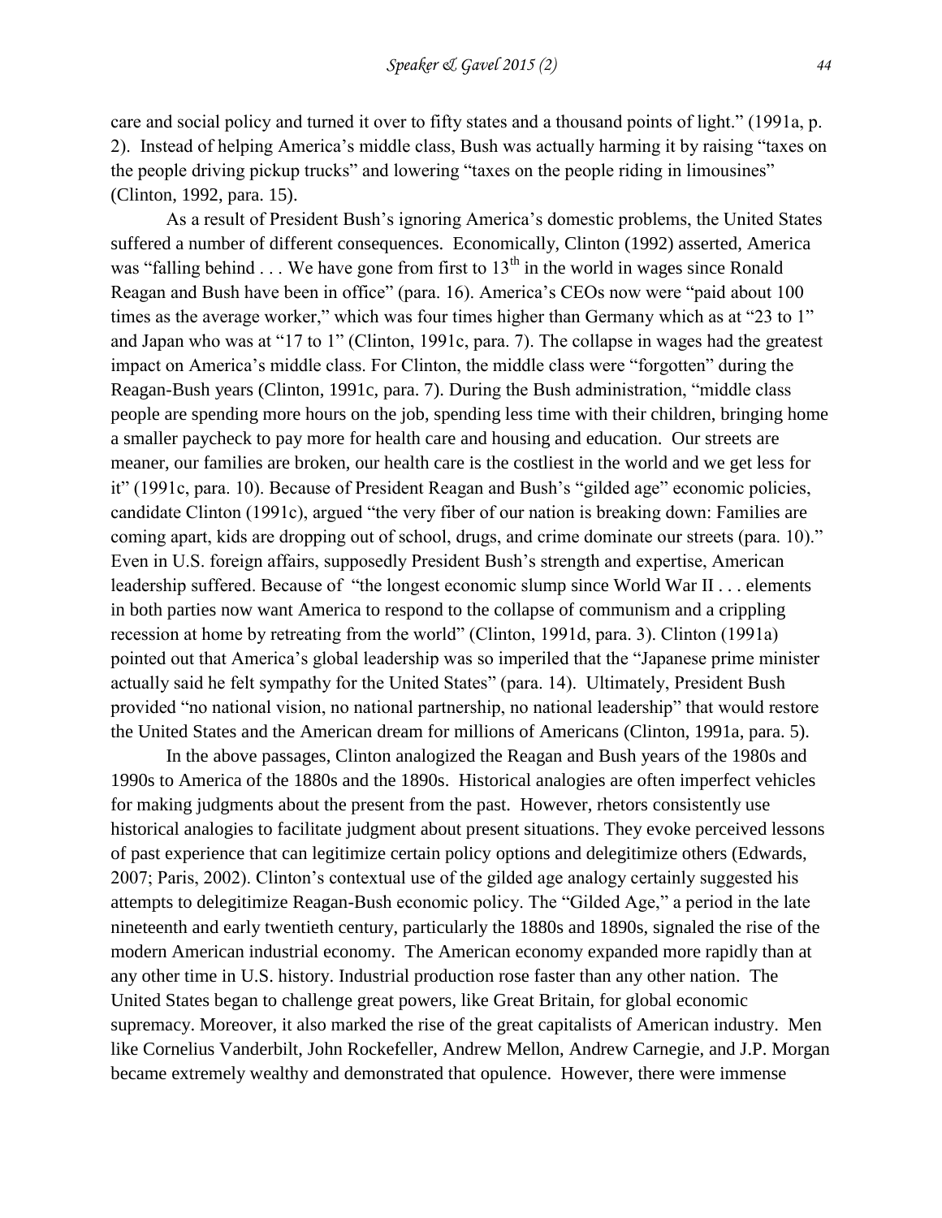care and social policy and turned it over to fifty states and a thousand points of light." (1991a, p. 2). Instead of helping America's middle class, Bush was actually harming it by raising "taxes on the people driving pickup trucks" and lowering "taxes on the people riding in limousines" (Clinton, 1992, para. 15).

As a result of President Bush's ignoring America's domestic problems, the United States suffered a number of different consequences. Economically, Clinton (1992) asserted, America was "falling behind . . . We have gone from first to 13th in the world in wages since Ronald Reagan and Bush have been in office" (para. 16). America's CEOs now were "paid about 100 times as the average worker," which was four times higher than Germany which as at "23 to 1" and Japan who was at "17 to 1" (Clinton, 1991c, para. 7). The collapse in wages had the greatest impact on America's middle class. For Clinton, the middle class were "forgotten" during the Reagan-Bush years (Clinton, 1991c, para. 7). During the Bush administration, "middle class people are spending more hours on the job, spending less time with their children, bringing home a smaller paycheck to pay more for health care and housing and education. Our streets are meaner, our families are broken, our health care is the costliest in the world and we get less for it" (1991c, para. 10). Because of President Reagan and Bush's "gilded age" economic policies, candidate Clinton (1991c), argued "the very fiber of our nation is breaking down: Families are coming apart, kids are dropping out of school, drugs, and crime dominate our streets (para. 10)." Even in U.S. foreign affairs, supposedly President Bush's strength and expertise, American leadership suffered. Because of "the longest economic slump since World War II . . . elements in both parties now want America to respond to the collapse of communism and a crippling recession at home by retreating from the world" (Clinton, 1991d, para. 3). Clinton (1991a) pointed out that America's global leadership was so imperiled that the "Japanese prime minister actually said he felt sympathy for the United States" (para. 14). Ultimately, President Bush provided "no national vision, no national partnership, no national leadership" that would restore the United States and the American dream for millions of Americans (Clinton, 1991a, para. 5).

In the above passages, Clinton analogized the Reagan and Bush years of the 1980s and 1990s to America of the 1880s and the 1890s. Historical analogies are often imperfect vehicles for making judgments about the present from the past. However, rhetors consistently use historical analogies to facilitate judgment about present situations. They evoke perceived lessons of past experience that can legitimize certain policy options and delegitimize others (Edwards, 2007; Paris, 2002). Clinton's contextual use of the gilded age analogy certainly suggested his attempts to delegitimize Reagan-Bush economic policy. The "Gilded Age," a period in the late nineteenth and early twentieth century, particularly the 1880s and 1890s, signaled the rise of the modern American industrial economy. The American economy expanded more rapidly than at any other time in U.S. history. Industrial production rose faster than any other nation. The United States began to challenge great powers, like Great Britain, for global economic supremacy. Moreover, it also marked the rise of the great capitalists of American industry. Men like Cornelius Vanderbilt, John Rockefeller, Andrew Mellon, Andrew Carnegie, and J.P. Morgan became extremely wealthy and demonstrated that opulence. However, there were immense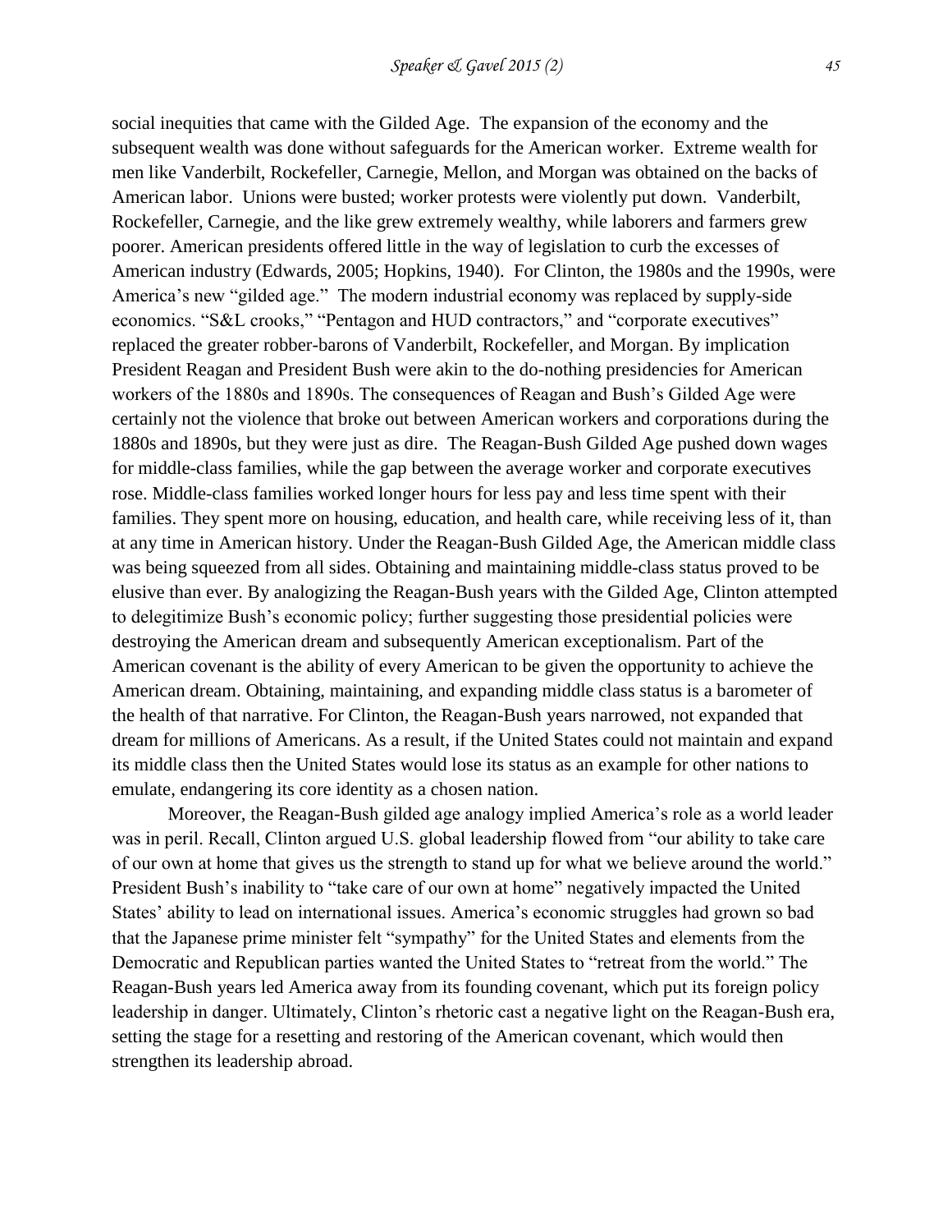social inequities that came with the Gilded Age. The expansion of the economy and the subsequent wealth was done without safeguards for the American worker. Extreme wealth for men like Vanderbilt, Rockefeller, Carnegie, Mellon, and Morgan was obtained on the backs of American labor. Unions were busted; worker protests were violently put down. Vanderbilt, Rockefeller, Carnegie, and the like grew extremely wealthy, while laborers and farmers grew poorer. American presidents offered little in the way of legislation to curb the excesses of American industry (Edwards, 2005; Hopkins, 1940). For Clinton, the 1980s and the 1990s, were America's new "gilded age." The modern industrial economy was replaced by supply-side economics. "S&L crooks," "Pentagon and HUD contractors," and "corporate executives" replaced the greater robber-barons of Vanderbilt, Rockefeller, and Morgan. By implication President Reagan and President Bush were akin to the do-nothing presidencies for American workers of the 1880s and 1890s. The consequences of Reagan and Bush's Gilded Age were certainly not the violence that broke out between American workers and corporations during the 1880s and 1890s, but they were just as dire. The Reagan-Bush Gilded Age pushed down wages for middle-class families, while the gap between the average worker and corporate executives rose. Middle-class families worked longer hours for less pay and less time spent with their families. They spent more on housing, education, and health care, while receiving less of it, than at any time in American history. Under the Reagan-Bush Gilded Age, the American middle class was being squeezed from all sides. Obtaining and maintaining middle-class status proved to be elusive than ever. By analogizing the Reagan-Bush years with the Gilded Age, Clinton attempted to delegitimize Bush's economic policy; further suggesting those presidential policies were destroying the American dream and subsequently American exceptionalism. Part of the American covenant is the ability of every American to be given the opportunity to achieve the American dream. Obtaining, maintaining, and expanding middle class status is a barometer of the health of that narrative. For Clinton, the Reagan-Bush years narrowed, not expanded that dream for millions of Americans. As a result, if the United States could not maintain and expand its middle class then the United States would lose its status as an example for other nations to emulate, endangering its core identity as a chosen nation.

Moreover, the Reagan-Bush gilded age analogy implied America's role as a world leader was in peril. Recall, Clinton argued U.S. global leadership flowed from "our ability to take care of our own at home that gives us the strength to stand up for what we believe around the world." President Bush's inability to "take care of our own at home" negatively impacted the United States' ability to lead on international issues. America's economic struggles had grown so bad that the Japanese prime minister felt "sympathy" for the United States and elements from the Democratic and Republican parties wanted the United States to "retreat from the world." The Reagan-Bush years led America away from its founding covenant, which put its foreign policy leadership in danger. Ultimately, Clinton's rhetoric cast a negative light on the Reagan-Bush era, setting the stage for a resetting and restoring of the American covenant, which would then strengthen its leadership abroad.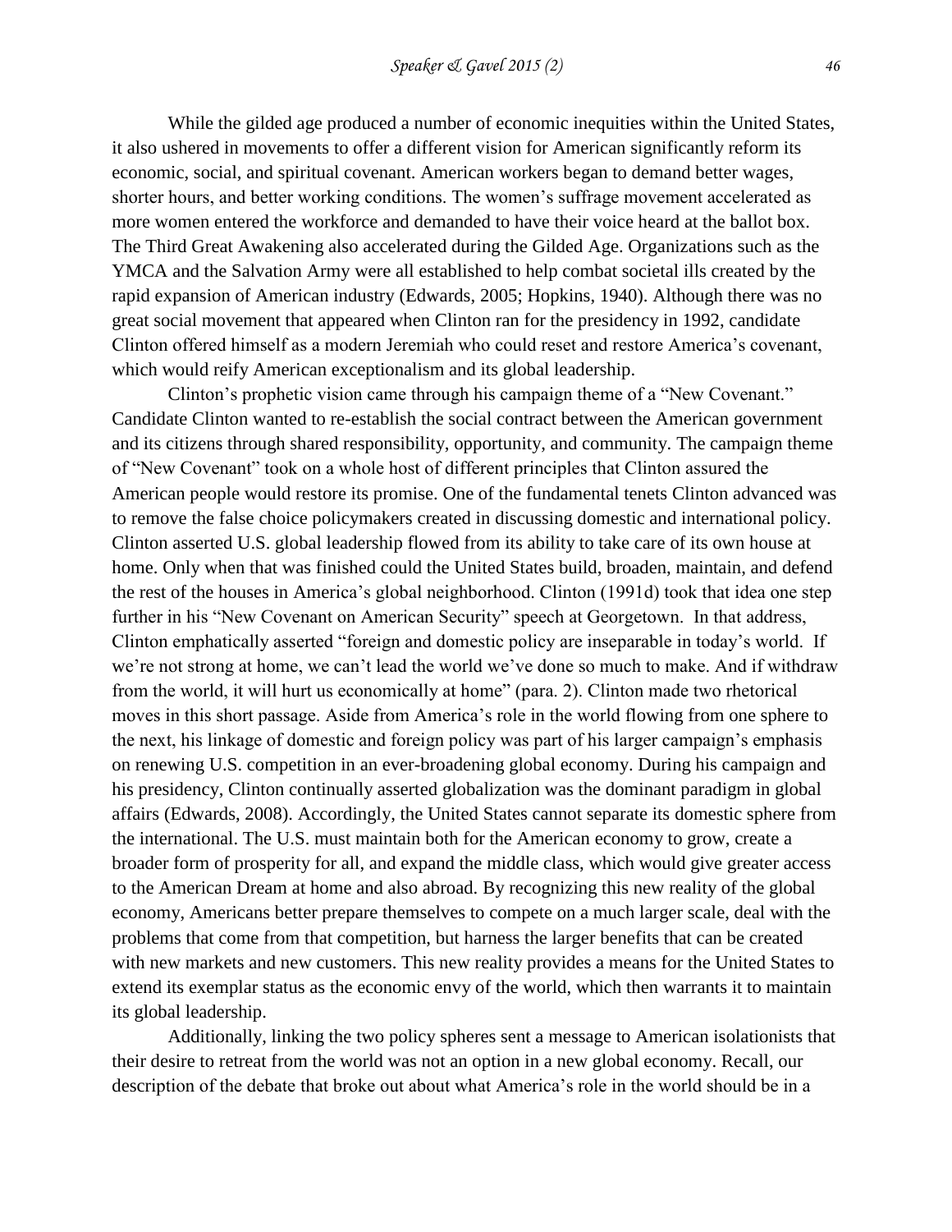While the gilded age produced a number of economic inequities within the United States, it also ushered in movements to offer a different vision for American significantly reform its economic, social, and spiritual covenant. American workers began to demand better wages, shorter hours, and better working conditions. The women's suffrage movement accelerated as more women entered the workforce and demanded to have their voice heard at the ballot box. The Third Great Awakening also accelerated during the Gilded Age. Organizations such as the YMCA and the Salvation Army were all established to help combat societal ills created by the rapid expansion of American industry (Edwards, 2005; Hopkins, 1940). Although there was no great social movement that appeared when Clinton ran for the presidency in 1992, candidate Clinton offered himself as a modern Jeremiah who could reset and restore America's covenant, which would reify American exceptionalism and its global leadership.

Clinton's prophetic vision came through his campaign theme of a "New Covenant." Candidate Clinton wanted to re-establish the social contract between the American government and its citizens through shared responsibility, opportunity, and community. The campaign theme of "New Covenant" took on a whole host of different principles that Clinton assured the American people would restore its promise. One of the fundamental tenets Clinton advanced was to remove the false choice policymakers created in discussing domestic and international policy. Clinton asserted U.S. global leadership flowed from its ability to take care of its own house at home. Only when that was finished could the United States build, broaden, maintain, and defend the rest of the houses in America's global neighborhood. Clinton (1991d) took that idea one step further in his "New Covenant on American Security" speech at Georgetown. In that address, Clinton emphatically asserted "foreign and domestic policy are inseparable in today's world. If we're not strong at home, we can't lead the world we've done so much to make. And if withdraw from the world, it will hurt us economically at home" (para. 2). Clinton made two rhetorical moves in this short passage. Aside from America's role in the world flowing from one sphere to the next, his linkage of domestic and foreign policy was part of his larger campaign's emphasis on renewing U.S. competition in an ever-broadening global economy. During his campaign and his presidency, Clinton continually asserted globalization was the dominant paradigm in global affairs (Edwards, 2008). Accordingly, the United States cannot separate its domestic sphere from the international. The U.S. must maintain both for the American economy to grow, create a broader form of prosperity for all, and expand the middle class, which would give greater access to the American Dream at home and also abroad. By recognizing this new reality of the global economy, Americans better prepare themselves to compete on a much larger scale, deal with the problems that come from that competition, but harness the larger benefits that can be created with new markets and new customers. This new reality provides a means for the United States to extend its exemplar status as the economic envy of the world, which then warrants it to maintain its global leadership.

Additionally, linking the two policy spheres sent a message to American isolationists that their desire to retreat from the world was not an option in a new global economy. Recall, our description of the debate that broke out about what America's role in the world should be in a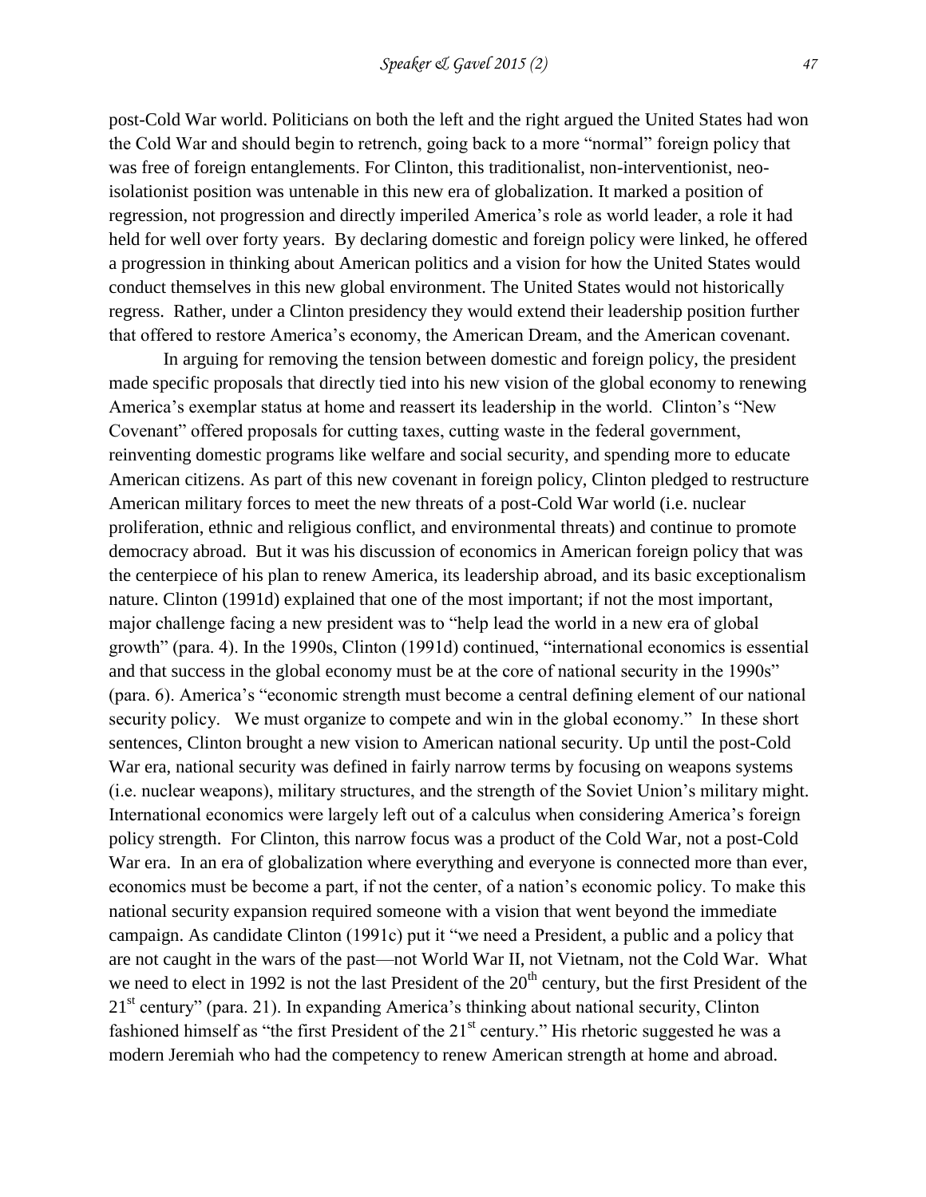post-Cold War world. Politicians on both the left and the right argued the United States had won the Cold War and should begin to retrench, going back to a more "normal" foreign policy that was free of foreign entanglements. For Clinton, this traditionalist, non-interventionist, neo-isolationist position was untenable in this new era of globalization. It marked a position of regression, not progression and directly imperiled America's role as world leader, a role it had held for well over forty years. By declaring domestic and foreign policy were linked, he offered a progression in thinking about American politics and a vision for how the United States would conduct themselves in this new global environment. The United States would not historically regress. Rather, under a Clinton presidency they would extend their leadership position further that offered to restore America's economy, the American Dream, and the American covenant.

In arguing for removing the tension between domestic and foreign policy, the president made specific proposals that directly tied into his new vision of the global economy to renewing America's exemplar status at home and reassert its leadership in the world. Clinton's "New Covenant" offered proposals for cutting taxes, cutting waste in the federal government, reinventing domestic programs like welfare and social security, and spending more to educate American citizens. As part of this new covenant in foreign policy, Clinton pledged to restructure American military forces to meet the new threats of a post-Cold War world (i.e. nuclear proliferation, ethnic and religious conflict, and environmental threats) and continue to promote democracy abroad. But it was his discussion of economics in American foreign policy that was the centerpiece of his plan to renew America, its leadership abroad, and its basic exceptionalism nature. Clinton (1991d) explained that one of the most important; if not the most important, major challenge facing a new president was to "help lead the world in a new era of global growth" (para. 4). In the 1990s, Clinton (1991d) continued, "international economics is essential and that success in the global economy must be at the core of national security in the 1990s" (para. 6). America's "economic strength must become a central defining element of our national security policy. We must organize to compete and win in the global economy." In these short sentences, Clinton brought a new vision to American national security. Up until the post-Cold War era, national security was defined in fairly narrow terms by focusing on weapons systems (i.e. nuclear weapons), military structures, and the strength of the Soviet Union's military might. International economics were largely left out of a calculus when considering America's foreign policy strength. For Clinton, this narrow focus was a product of the Cold War, not a post-Cold War era. In an era of globalization where everything and everyone is connected more than ever, economics must be become a part, if not the center, of a nation's economic policy. To make this national security expansion required someone with a vision that went beyond the immediate campaign. As candidate Clinton (1991c) put it "we need a President, a public and a policy that are not caught in the wars of the past—not World War II, not Vietnam, not the Cold War. What we need to elect in 1992 is not the last President of the 20th century, but the first President of the 21st century" (para. 21). In expanding America's thinking about national security, Clinton fashioned himself as "the first President of the 21st century." His rhetoric suggested he was a modern Jeremiah who had the competency to renew American strength at home and abroad.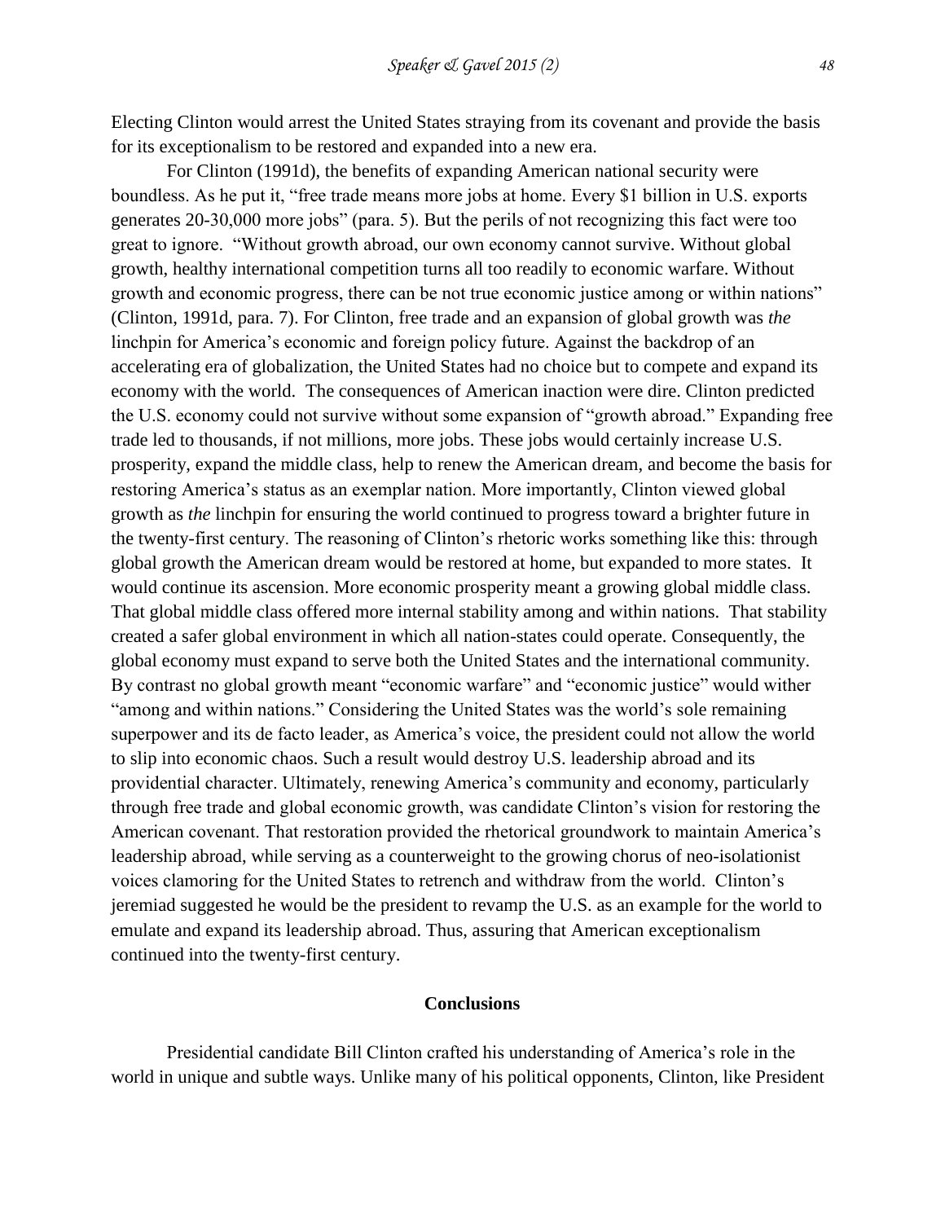Electing Clinton would arrest the United States straying from its covenant and provide the basis for its exceptionalism to be restored and expanded into a new era.

For Clinton (1991d), the benefits of expanding American national security were boundless. As he put it, "free trade means more jobs at home. Every $1 billion in U.S. exports generates 20-30,000 more jobs" (para. 5). But the perils of not recognizing this fact were too great to ignore. "Without growth abroad, our own economy cannot survive. Without global growth, healthy international competition turns all too readily to economic warfare. Without growth and economic progress, there can be not true economic justice among or within nations" (Clinton, 1991d, para. 7). For Clinton, free trade and an expansion of global growth was *the* linchpin for America's economic and foreign policy future. Against the backdrop of an accelerating era of globalization, the United States had no choice but to compete and expand its economy with the world. The consequences of American inaction were dire. Clinton predicted the U.S. economy could not survive without some expansion of "growth abroad." Expanding free trade led to thousands, if not millions, more jobs. These jobs would certainly increase U.S. prosperity, expand the middle class, help to renew the American dream, and become the basis for restoring America's status as an exemplar nation. More importantly, Clinton viewed global growth as *the* linchpin for ensuring the world continued to progress toward a brighter future in the twenty-first century. The reasoning of Clinton's rhetoric works something like this: through global growth the American dream would be restored at home, but expanded to more states. It would continue its ascension. More economic prosperity meant a growing global middle class. That global middle class offered more internal stability among and within nations. That stability created a safer global environment in which all nation-states could operate. Consequently, the global economy must expand to serve both the United States and the international community. By contrast no global growth meant "economic warfare" and "economic justice" would wither "among and within nations." Considering the United States was the world's sole remaining superpower and its de facto leader, as America's voice, the president could not allow the world to slip into economic chaos. Such a result would destroy U.S. leadership abroad and its providential character. Ultimately, renewing America's community and economy, particularly through free trade and global economic growth, was candidate Clinton's vision for restoring the American covenant. That restoration provided the rhetorical groundwork to maintain America's leadership abroad, while serving as a counterweight to the growing chorus of neo-isolationist voices clamoring for the United States to retrench and withdraw from the world. Clinton's jeremiad suggested he would be the president to revamp the U.S. as an example for the world to emulate and expand its leadership abroad. Thus, assuring that American exceptionalism continued into the twenty-first century.

## Conclusions

Presidential candidate Bill Clinton crafted his understanding of America's role in the world in unique and subtle ways. Unlike many of his political opponents, Clinton, like President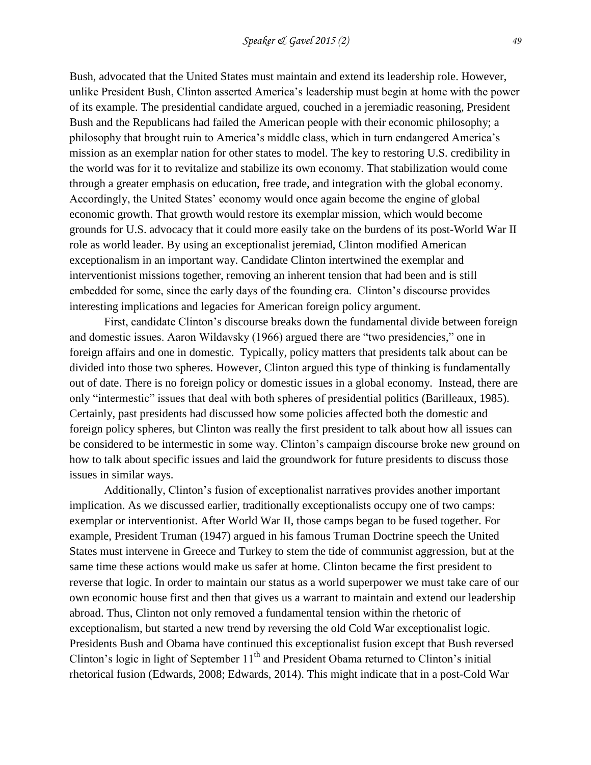Bush, advocated that the United States must maintain and extend its leadership role. However, unlike President Bush, Clinton asserted America's leadership must begin at home with the power of its example. The presidential candidate argued, couched in a jeremiadic reasoning, President Bush and the Republicans had failed the American people with their economic philosophy; a philosophy that brought ruin to America's middle class, which in turn endangered America's mission as an exemplar nation for other states to model. The key to restoring U.S. credibility in the world was for it to revitalize and stabilize its own economy. That stabilization would come through a greater emphasis on education, free trade, and integration with the global economy. Accordingly, the United States' economy would once again become the engine of global economic growth. That growth would restore its exemplar mission, which would become grounds for U.S. advocacy that it could more easily take on the burdens of its post-World War II role as world leader. By using an exceptionalist jeremiad, Clinton modified American exceptionalism in an important way. Candidate Clinton intertwined the exemplar and interventionist missions together, removing an inherent tension that had been and is still embedded for some, since the early days of the founding era. Clinton's discourse provides interesting implications and legacies for American foreign policy argument.

First, candidate Clinton's discourse breaks down the fundamental divide between foreign and domestic issues. Aaron Wildavsky (1966) argued there are "two presidencies," one in foreign affairs and one in domestic. Typically, policy matters that presidents talk about can be divided into those two spheres. However, Clinton argued this type of thinking is fundamentally out of date. There is no foreign policy or domestic issues in a global economy. Instead, there are only "intermestic" issues that deal with both spheres of presidential politics (Barilleaux, 1985). Certainly, past presidents had discussed how some policies affected both the domestic and foreign policy spheres, but Clinton was really the first president to talk about how all issues can be considered to be intermestic in some way. Clinton's campaign discourse broke new ground on how to talk about specific issues and laid the groundwork for future presidents to discuss those issues in similar ways.

Additionally, Clinton's fusion of exceptionalist narratives provides another important implication. As we discussed earlier, traditionally exceptionalists occupy one of two camps: exemplar or interventionist. After World War II, those camps began to be fused together. For example, President Truman (1947) argued in his famous Truman Doctrine speech the United States must intervene in Greece and Turkey to stem the tide of communist aggression, but at the same time these actions would make us safer at home. Clinton became the first president to reverse that logic. In order to maintain our status as a world superpower we must take care of our own economic house first and then that gives us a warrant to maintain and extend our leadership abroad. Thus, Clinton not only removed a fundamental tension within the rhetoric of exceptionalism, but started a new trend by reversing the old Cold War exceptionalist logic. Presidents Bush and Obama have continued this exceptionalist fusion except that Bush reversed Clinton's logic in light of September 11th and President Obama returned to Clinton's initial rhetorical fusion (Edwards, 2008; Edwards, 2014). This might indicate that in a post-Cold War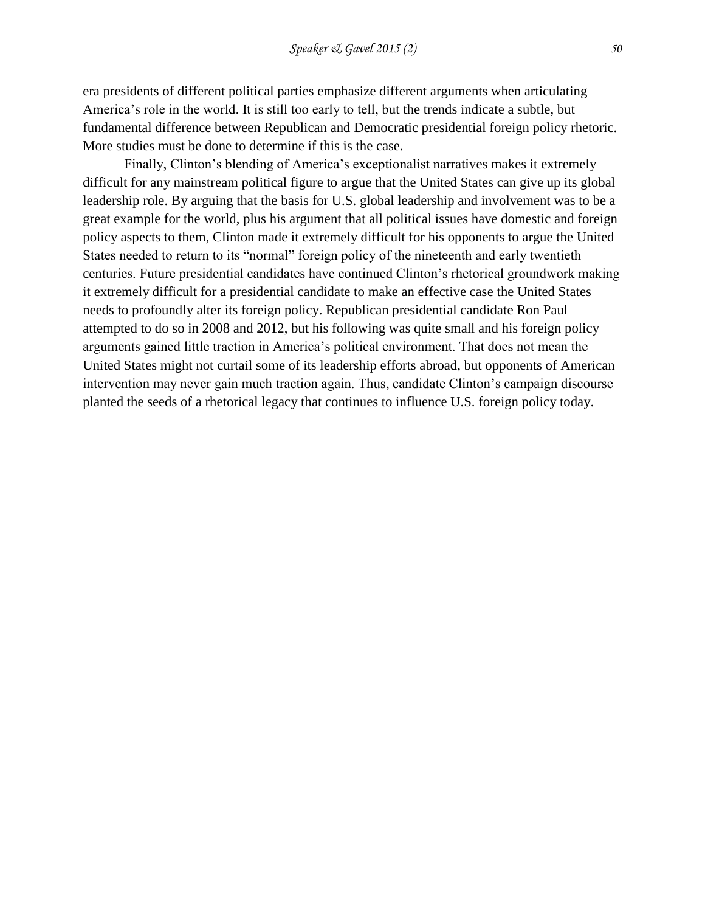era presidents of different political parties emphasize different arguments when articulating America's role in the world. It is still too early to tell, but the trends indicate a subtle, but fundamental difference between Republican and Democratic presidential foreign policy rhetoric. More studies must be done to determine if this is the case.

Finally, Clinton's blending of America's exceptionalist narratives makes it extremely difficult for any mainstream political figure to argue that the United States can give up its global leadership role. By arguing that the basis for U.S. global leadership and involvement was to be a great example for the world, plus his argument that all political issues have domestic and foreign policy aspects to them, Clinton made it extremely difficult for his opponents to argue the United States needed to return to its "normal" foreign policy of the nineteenth and early twentieth centuries. Future presidential candidates have continued Clinton's rhetorical groundwork making it extremely difficult for a presidential candidate to make an effective case the United States needs to profoundly alter its foreign policy. Republican presidential candidate Ron Paul attempted to do so in 2008 and 2012, but his following was quite small and his foreign policy arguments gained little traction in America's political environment. That does not mean the United States might not curtail some of its leadership efforts abroad, but opponents of American intervention may never gain much traction again. Thus, candidate Clinton's campaign discourse planted the seeds of a rhetorical legacy that continues to influence U.S. foreign policy today.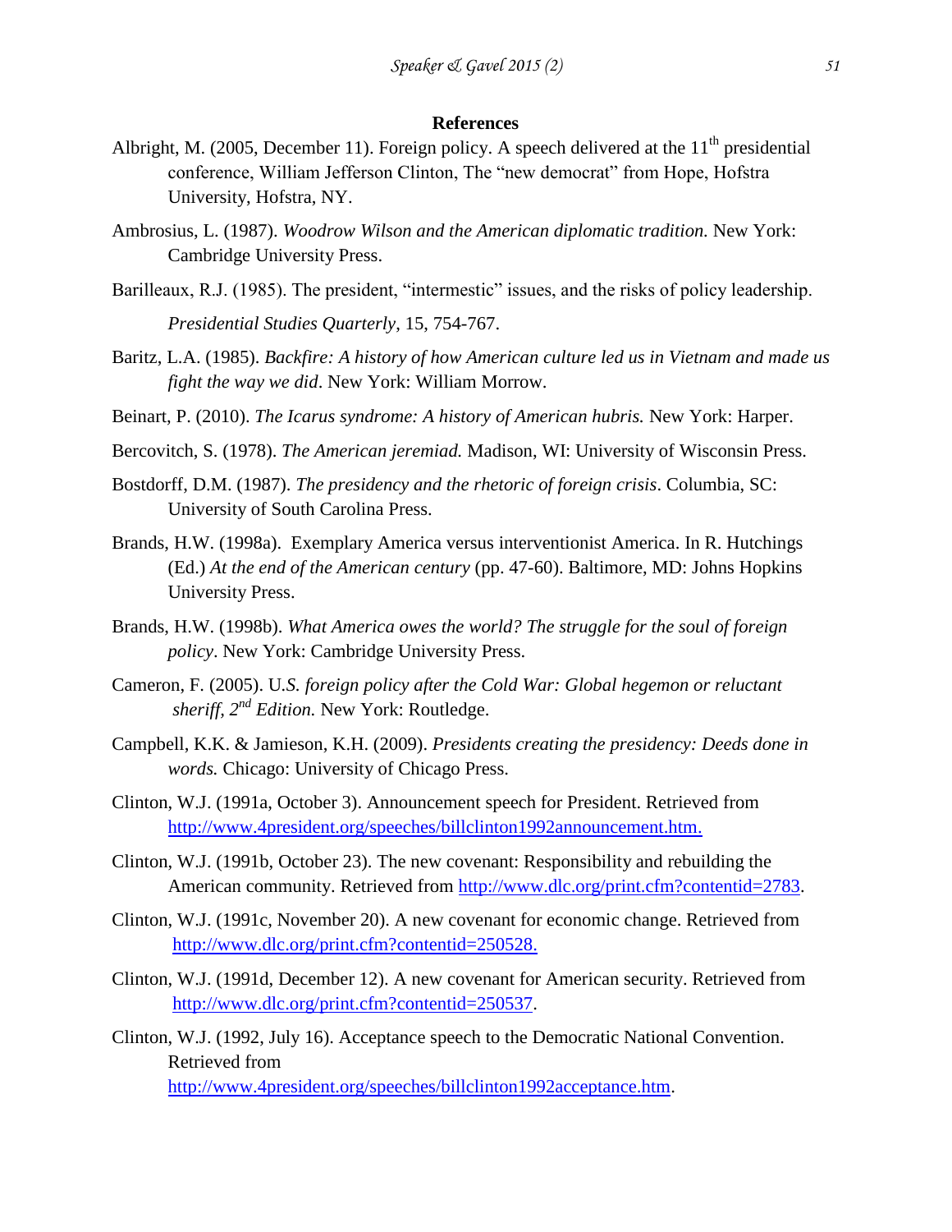## References

Albright, M. (2005, December 11). Foreign policy. A speech delivered at the 11th presidential conference, William Jefferson Clinton, The "new democrat" from Hope, Hofstra University, Hofstra, NY.

Ambrosius, L. (1987). *Woodrow Wilson and the American diplomatic tradition.* New York: Cambridge University Press.

Barilleaux, R.J. (1985). The president, "intermestic" issues, and the risks of policy leadership. *Presidential Studies Quarterly*, 15, 754-767.

Baritz, L.A. (1985). *Backfire: A history of how American culture led us in Vietnam and made us fight the way we did*. New York: William Morrow.

Beinart, P. (2010). *The Icarus syndrome: A history of American hubris.* New York: Harper.

Bercovitch, S. (1978). *The American jeremiad.* Madison, WI: University of Wisconsin Press.

Bostdorff, D.M. (1987). *The presidency and the rhetoric of foreign crisis*. Columbia, SC: University of South Carolina Press.

Brands, H.W. (1998a). Exemplary America versus interventionist America. In R. Hutchings (Ed.) *At the end of the American century* (pp. 47-60). Baltimore, MD: Johns Hopkins University Press.

Brands, H.W. (1998b). *What America owes the world? The struggle for the soul of foreign policy*. New York: Cambridge University Press.

Cameron, F. (2005). U.*S. foreign policy after the Cold War: Global hegemon or reluctant sheriff, 2nd Edition.* New York: Routledge.

Campbell, K.K. & Jamieson, K.H. (2009). *Presidents creating the presidency: Deeds done in words.* Chicago: University of Chicago Press.

Clinton, W.J. (1991a, October 3). Announcement speech for President. Retrieved from http://www.4president.org/speeches/billclinton1992announcement.htm.

Clinton, W.J. (1991b, October 23). The new covenant: Responsibility and rebuilding the American community. Retrieved from http://www.dlc.org/print.cfm?contentid=2783.

Clinton, W.J. (1991c, November 20). A new covenant for economic change. Retrieved from http://www.dlc.org/print.cfm?contentid=250528.

Clinton, W.J. (1991d, December 12). A new covenant for American security. Retrieved from http://www.dlc.org/print.cfm?contentid=250537.

Clinton, W.J. (1992, July 16). Acceptance speech to the Democratic National Convention. Retrieved from http://www.4president.org/speeches/billclinton1992acceptance.htm.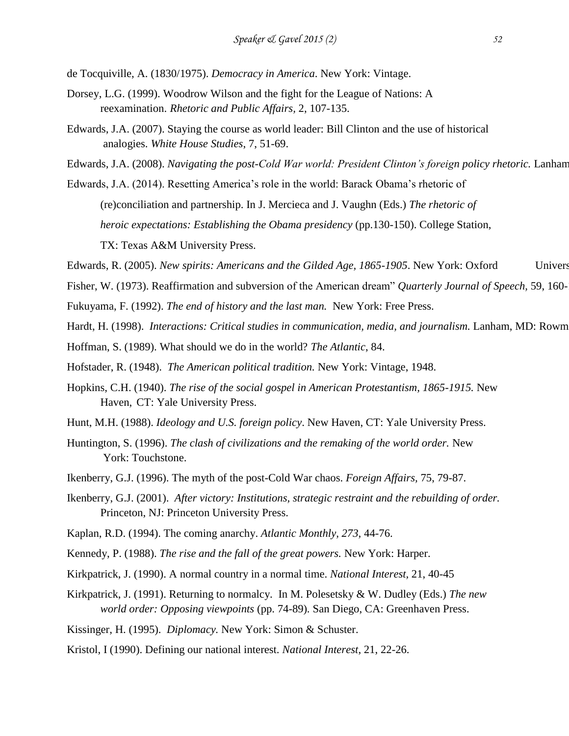de Tocquiville, A. (1830/1975). *Democracy in America*. New York: Vintage.

Dorsey, L.G. (1999). Woodrow Wilson and the fight for the League of Nations: A reexamination. *Rhetoric and Public Affairs*, 2, 107-135.

Edwards, J.A. (2007). Staying the course as world leader: Bill Clinton and the use of historical analogies. *White House Studies*, 7, 51-69.

Edwards, J.A. (2008). *Navigating the post-Cold War world: President Clinton's foreign policy rhetoric.* Lanham

Edwards, J.A. (2014). Resetting America's role in the world: Barack Obama's rhetoric of (re)conciliation and partnership. In J. Mercieca and J. Vaughn (Eds.) *The rhetoric of heroic expectations: Establishing the Obama presidency* (pp.130-150). College Station, TX: Texas A&M University Press.

Edwards, R. (2005). *New spirits: Americans and the Gilded Age, 1865-1905*. New York: Oxford Univers

Fisher, W. (1973). Reaffirmation and subversion of the American dream" *Quarterly Journal of Speech*, 59, 160-

Fukuyama, F. (1992). *The end of history and the last man.* New York: Free Press.

Hardt, H. (1998). *Interactions: Critical studies in communication, media, and journalism.* Lanham, MD: Rowm

Hoffman, S. (1989). What should we do in the world? *The Atlantic*, 84.

Hofstader, R. (1948). *The American political tradition.* New York: Vintage, 1948.

Hopkins, C.H. (1940). *The rise of the social gospel in American Protestantism, 1865-1915.* New Haven, CT: Yale University Press.

Hunt, M.H. (1988). *Ideology and U.S. foreign policy*. New Haven, CT: Yale University Press.

Huntington, S. (1996). *The clash of civilizations and the remaking of the world order.* New York: Touchstone.

Ikenberry, G.J. (1996). The myth of the post-Cold War chaos. *Foreign Affairs*, 75, 79-87.

Ikenberry, G.J. (2001). *After victory: Institutions, strategic restraint and the rebuilding of order.* Princeton, NJ: Princeton University Press.

Kaplan, R.D. (1994). The coming anarchy. *Atlantic Monthly, 273*, 44-76.

Kennedy, P. (1988). *The rise and the fall of the great powers.* New York: Harper.

Kirkpatrick, J. (1990). A normal country in a normal time. *National Interest*, 21, 40-45

Kirkpatrick, J. (1991). Returning to normalcy. In M. Polesetsky & W. Dudley (Eds.) *The new world order: Opposing viewpoints* (pp. 74-89). San Diego, CA: Greenhaven Press.

Kissinger, H. (1995). *Diplomacy.* New York: Simon & Schuster.

Kristol, I (1990). Defining our national interest. *National Interest*, 21, 22-26.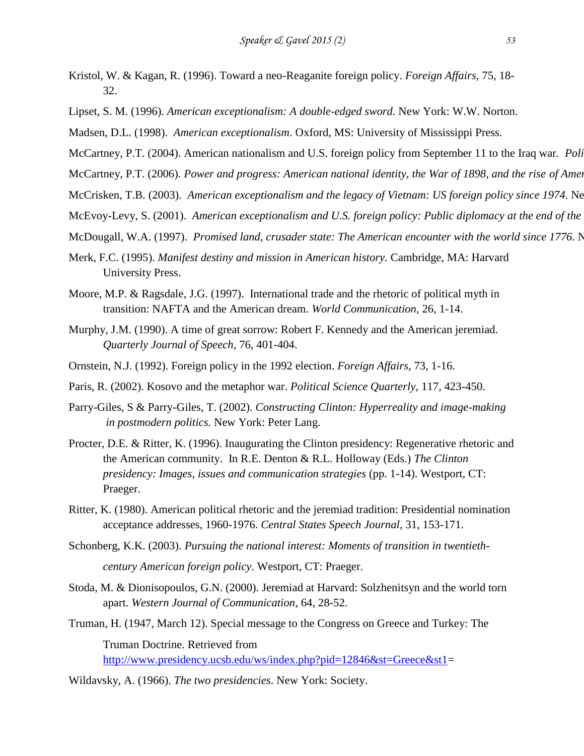Kristol, W. & Kagan, R. (1996). Toward a neo-Reaganite foreign policy. *Foreign Affairs,* 75, 18-32.

Lipset, S. M. (1996). *American exceptionalism: A double-edged sword.* New York: W.W. Norton.

Madsen, D.L. (1998). *American exceptionalism*. Oxford, MS: University of Mississippi Press.

McCartney, P.T. (2004). American nationalism and U.S. foreign policy from September 11 to the Iraq war. *Poli*

McCartney, P.T. (2006). *Power and progress: American national identity, the War of 1898, and the rise of Amer*

McCrisken, T.B. (2003). *American exceptionalism and the legacy of Vietnam: US foreign policy since 1974*. Ne

McEvoy-Levy, S. (2001). *American exceptionalism and U.S. foreign policy: Public diplomacy at the end of the*

McDougall, W.A. (1997). *Promised land, crusader state: The American encounter with the world since 1776.* N

Merk, F.C. (1995). *Manifest destiny and mission in American history*. Cambridge, MA: Harvard University Press.

Moore, M.P. & Ragsdale, J.G. (1997). International trade and the rhetoric of political myth in transition: NAFTA and the American dream. *World Communication,* 26, 1-14.

Murphy, J.M. (1990). A time of great sorrow: Robert F. Kennedy and the American jeremiad. *Quarterly Journal of Speech,* 76, 401-404.

Ornstein, N.J. (1992). Foreign policy in the 1992 election. *Foreign Affairs,* 73, 1-16.

Paris, R. (2002). Kosovo and the metaphor war. *Political Science Quarterly,* 117, 423-450.

Parry-Giles, S & Parry-Giles, T. (2002). *Constructing Clinton: Hyperreality and image-making in postmodern politics.* New York: Peter Lang.

Procter, D.E. & Ritter, K. (1996). Inaugurating the Clinton presidency: Regenerative rhetoric and the American community. In R.E. Denton & R.L. Holloway (Eds.) *The Clinton presidency: Images, issues and communication strategies* (pp. 1-14). Westport, CT: Praeger.

Ritter, K. (1980). American political rhetoric and the jeremiad tradition: Presidential nomination acceptance addresses, 1960-1976. *Central States Speech Journal*, 31, 153-171.

Schonberg, K.K. (2003). *Pursuing the national interest: Moments of transition in twentieth-century American foreign policy*. Westport, CT: Praeger.

Stoda, M. & Dionisopoulos, G.N. (2000). Jeremiad at Harvard: Solzhenitsyn and the world torn apart. *Western Journal of Communication,* 64, 28-52.

Truman, H. (1947, March 12). Special message to the Congress on Greece and Turkey: The Truman Doctrine. Retrieved from http://www.presidency.ucsb.edu/ws/index.php?pid=12846&st=Greece&st1=

Wildavsky, A. (1966). *The two presidencies*. New York: Society.